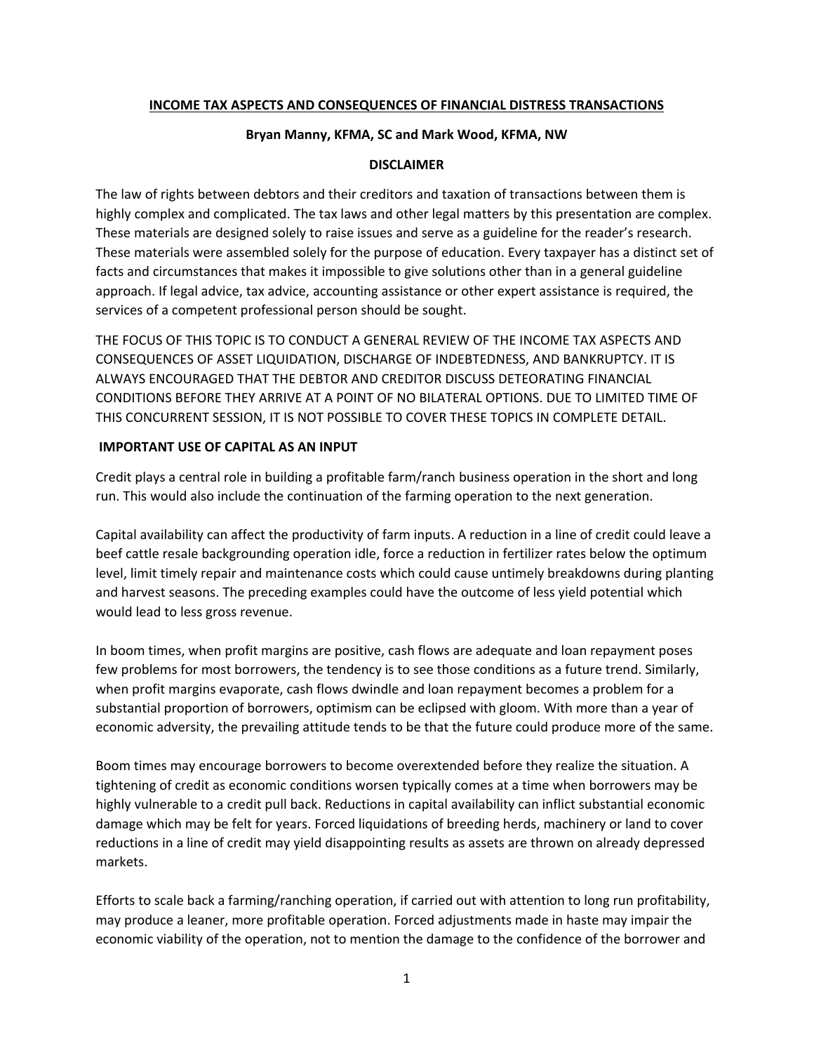**INCOME TAX ASPECTS AND CONSEQUENCES OF FINANCIAL DISTRESS TRANSACTIONS**

**Bryan Manny, KFMA, SC and Mark Wood, KFMA, NW**

**DISCLAIMER**

The law of rights between debtors and their creditors and taxation of transactions between them is highly complex and complicated. The tax laws and other legal matters by this presentation are complex. These materials are designed solely to raise issues and serve as a guideline for the reader's research. These materials were assembled solely for the purpose of education. Every taxpayer has a distinct set of facts and circumstances that makes it impossible to give solutions other than in a general guideline approach. If legal advice, tax advice, accounting assistance or other expert assistance is required, the services of a competent professional person should be sought.

THE FOCUS OF THIS TOPIC IS TO CONDUCT A GENERAL REVIEW OF THE INCOME TAX ASPECTS AND CONSEQUENCES OF ASSET LIQUIDATION, DISCHARGE OF INDEBTEDNESS, AND BANKRUPTCY. IT IS ALWAYS ENCOURAGED THAT THE DEBTOR AND CREDITOR DISCUSS DETEORATING FINANCIAL CONDITIONS BEFORE THEY ARRIVE AT A POINT OF NO BILATERAL OPTIONS. DUE TO LIMITED TIME OF THIS CONCURRENT SESSION, IT IS NOT POSSIBLE TO COVER THESE TOPICS IN COMPLETE DETAIL.

**IMPORTANT USE OF CAPITAL AS AN INPUT**

Credit plays a central role in building a profitable farm/ranch business operation in the short and long run. This would also include the continuation of the farming operation to the next generation.

Capital availability can affect the productivity of farm inputs. A reduction in a line of credit could leave a beef cattle resale backgrounding operation idle, force a reduction in fertilizer rates below the optimum level, limit timely repair and maintenance costs which could cause untimely breakdowns during planting and harvest seasons. The preceding examples could have the outcome of less yield potential which would lead to less gross revenue.

In boom times, when profit margins are positive, cash flows are adequate and loan repayment poses few problems for most borrowers, the tendency is to see those conditions as a future trend. Similarly, when profit margins evaporate, cash flows dwindle and loan repayment becomes a problem for a substantial proportion of borrowers, optimism can be eclipsed with gloom. With more than a year of economic adversity, the prevailing attitude tends to be that the future could produce more of the same.

Boom times may encourage borrowers to become overextended before they realize the situation. A tightening of credit as economic conditions worsen typically comes at a time when borrowers may be highly vulnerable to a credit pull back. Reductions in capital availability can inflict substantial economic damage which may be felt for years. Forced liquidations of breeding herds, machinery or land to cover reductions in a line of credit may yield disappointing results as assets are thrown on already depressed markets.

Efforts to scale back a farming/ranching operation, if carried out with attention to long run profitability, may produce a leaner, more profitable operation. Forced adjustments made in haste may impair the economic viability of the operation, not to mention the damage to the confidence of the borrower and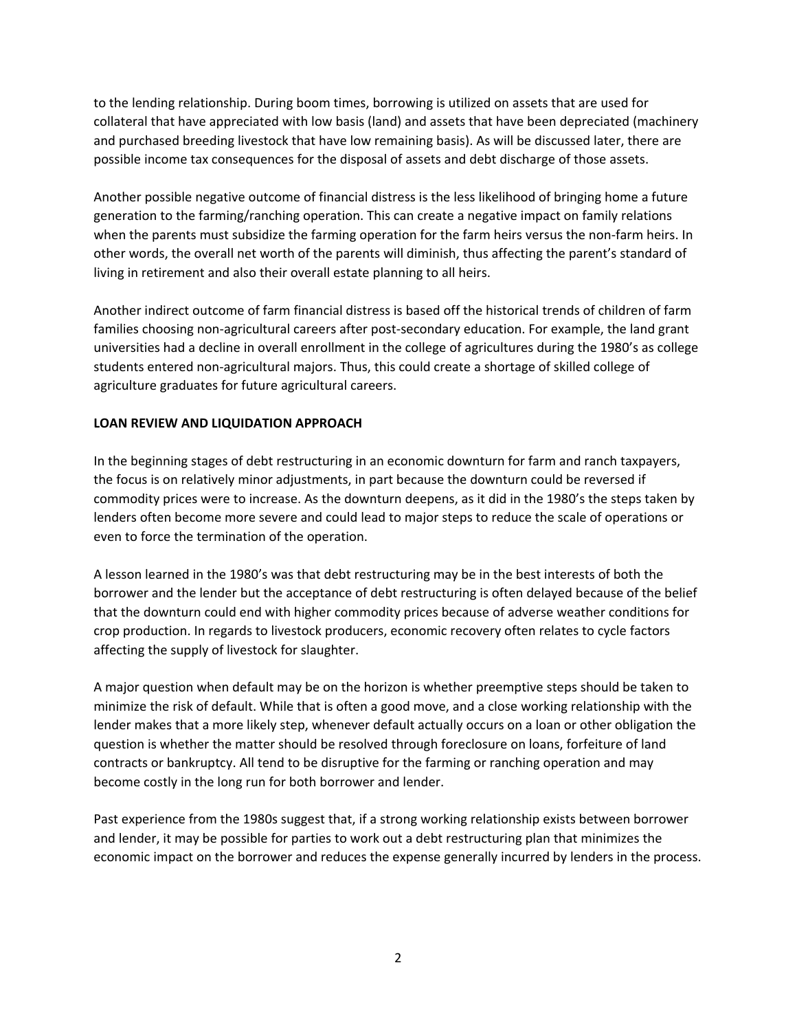to the lending relationship. During boom times, borrowing is utilized on assets that are used for collateral that have appreciated with low basis (land) and assets that have been depreciated (machinery and purchased breeding livestock that have low remaining basis). As will be discussed later, there are possible income tax consequences for the disposal of assets and debt discharge of those assets.

Another possible negative outcome of financial distress is the less likelihood of bringing home a future generation to the farming/ranching operation. This can create a negative impact on family relations when the parents must subsidize the farming operation for the farm heirs versus the non-farm heirs. In other words, the overall net worth of the parents will diminish, thus affecting the parent's standard of living in retirement and also their overall estate planning to all heirs.

Another indirect outcome of farm financial distress is based off the historical trends of children of farm families choosing non-agricultural careers after post-secondary education. For example, the land grant universities had a decline in overall enrollment in the college of agricultures during the 1980's as college students entered non-agricultural majors. Thus, this could create a shortage of skilled college of agriculture graduates for future agricultural careers.

**LOAN REVIEW AND LIQUIDATION APPROACH**

In the beginning stages of debt restructuring in an economic downturn for farm and ranch taxpayers, the focus is on relatively minor adjustments, in part because the downturn could be reversed if commodity prices were to increase. As the downturn deepens, as it did in the 1980's the steps taken by lenders often become more severe and could lead to major steps to reduce the scale of operations or even to force the termination of the operation.

A lesson learned in the 1980's was that debt restructuring may be in the best interests of both the borrower and the lender but the acceptance of debt restructuring is often delayed because of the belief that the downturn could end with higher commodity prices because of adverse weather conditions for crop production. In regards to livestock producers, economic recovery often relates to cycle factors affecting the supply of livestock for slaughter.

A major question when default may be on the horizon is whether preemptive steps should be taken to minimize the risk of default. While that is often a good move, and a close working relationship with the lender makes that a more likely step, whenever default actually occurs on a loan or other obligation the question is whether the matter should be resolved through foreclosure on loans, forfeiture of land contracts or bankruptcy. All tend to be disruptive for the farming or ranching operation and may become costly in the long run for both borrower and lender.

Past experience from the 1980s suggest that, if a strong working relationship exists between borrower and lender, it may be possible for parties to work out a debt restructuring plan that minimizes the economic impact on the borrower and reduces the expense generally incurred by lenders in the process.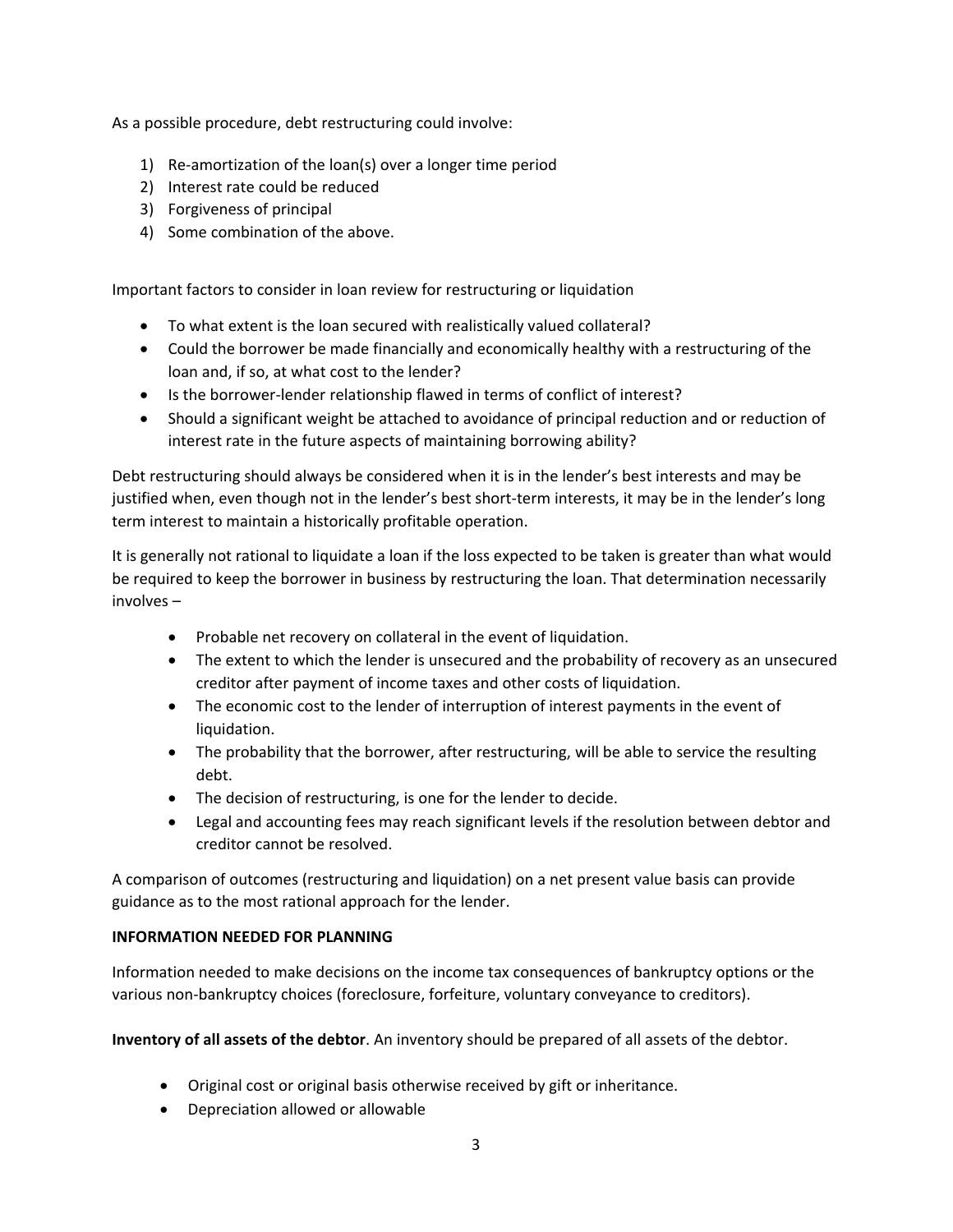As a possible procedure, debt restructuring could involve:

1) Re-amortization of the loan(s) over a longer time period
2) Interest rate could be reduced
3) Forgiveness of principal
4) Some combination of the above.

Important factors to consider in loan review for restructuring or liquidation

- To what extent is the loan secured with realistically valued collateral?
- Could the borrower be made financially and economically healthy with a restructuring of the loan and, if so, at what cost to the lender?
- Is the borrower-lender relationship flawed in terms of conflict of interest?
- Should a significant weight be attached to avoidance of principal reduction and or reduction of interest rate in the future aspects of maintaining borrowing ability?

Debt restructuring should always be considered when it is in the lender's best interests and may be justified when, even though not in the lender's best short-term interests, it may be in the lender's long term interest to maintain a historically profitable operation.

It is generally not rational to liquidate a loan if the loss expected to be taken is greater than what would be required to keep the borrower in business by restructuring the loan. That determination necessarily involves –

- Probable net recovery on collateral in the event of liquidation.
- The extent to which the lender is unsecured and the probability of recovery as an unsecured creditor after payment of income taxes and other costs of liquidation.
- The economic cost to the lender of interruption of interest payments in the event of liquidation.
- The probability that the borrower, after restructuring, will be able to service the resulting debt.
- The decision of restructuring, is one for the lender to decide.
- Legal and accounting fees may reach significant levels if the resolution between debtor and creditor cannot be resolved.

A comparison of outcomes (restructuring and liquidation) on a net present value basis can provide guidance as to the most rational approach for the lender.

**INFORMATION NEEDED FOR PLANNING**

Information needed to make decisions on the income tax consequences of bankruptcy options or the various non-bankruptcy choices (foreclosure, forfeiture, voluntary conveyance to creditors).

**Inventory of all assets of the debtor**. An inventory should be prepared of all assets of the debtor.

- Original cost or original basis otherwise received by gift or inheritance.
- Depreciation allowed or allowable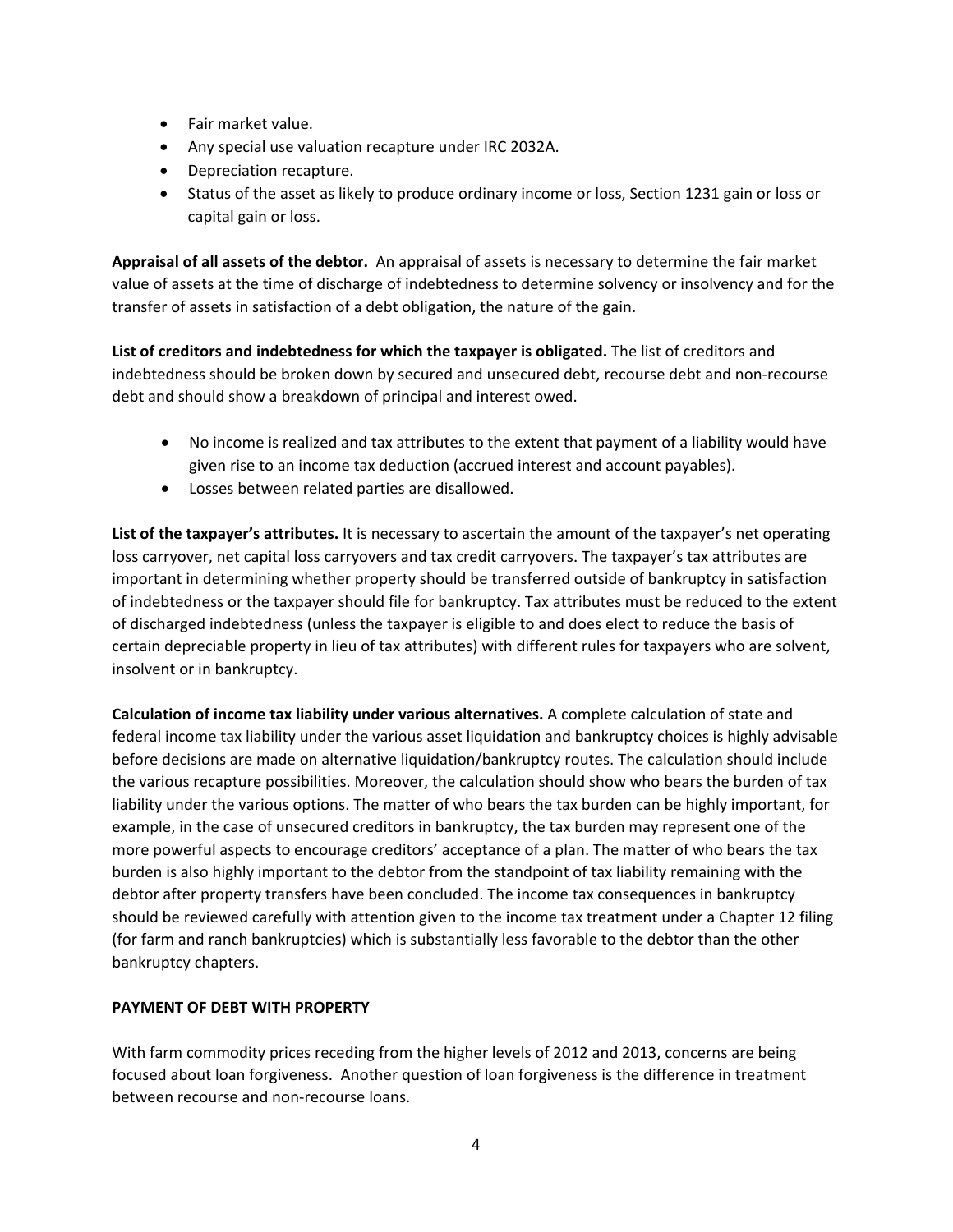- Fair market value.
- Any special use valuation recapture under IRC 2032A.
- Depreciation recapture.
- Status of the asset as likely to produce ordinary income or loss, Section 1231 gain or loss or capital gain or loss.

**Appraisal of all assets of the debtor.** An appraisal of assets is necessary to determine the fair market value of assets at the time of discharge of indebtedness to determine solvency or insolvency and for the transfer of assets in satisfaction of a debt obligation, the nature of the gain.

**List of creditors and indebtedness for which the taxpayer is obligated.** The list of creditors and indebtedness should be broken down by secured and unsecured debt, recourse debt and non-recourse debt and should show a breakdown of principal and interest owed.

- No income is realized and tax attributes to the extent that payment of a liability would have given rise to an income tax deduction (accrued interest and account payables).
- Losses between related parties are disallowed.

**List of the taxpayer's attributes.** It is necessary to ascertain the amount of the taxpayer's net operating loss carryover, net capital loss carryovers and tax credit carryovers. The taxpayer's tax attributes are important in determining whether property should be transferred outside of bankruptcy in satisfaction of indebtedness or the taxpayer should file for bankruptcy. Tax attributes must be reduced to the extent of discharged indebtedness (unless the taxpayer is eligible to and does elect to reduce the basis of certain depreciable property in lieu of tax attributes) with different rules for taxpayers who are solvent, insolvent or in bankruptcy.

**Calculation of income tax liability under various alternatives.** A complete calculation of state and federal income tax liability under the various asset liquidation and bankruptcy choices is highly advisable before decisions are made on alternative liquidation/bankruptcy routes. The calculation should include the various recapture possibilities. Moreover, the calculation should show who bears the burden of tax liability under the various options. The matter of who bears the tax burden can be highly important, for example, in the case of unsecured creditors in bankruptcy, the tax burden may represent one of the more powerful aspects to encourage creditors' acceptance of a plan. The matter of who bears the tax burden is also highly important to the debtor from the standpoint of tax liability remaining with the debtor after property transfers have been concluded. The income tax consequences in bankruptcy should be reviewed carefully with attention given to the income tax treatment under a Chapter 12 filing (for farm and ranch bankruptcies) which is substantially less favorable to the debtor than the other bankruptcy chapters.

**PAYMENT OF DEBT WITH PROPERTY**

With farm commodity prices receding from the higher levels of 2012 and 2013, concerns are being focused about loan forgiveness. Another question of loan forgiveness is the difference in treatment between recourse and non-recourse loans.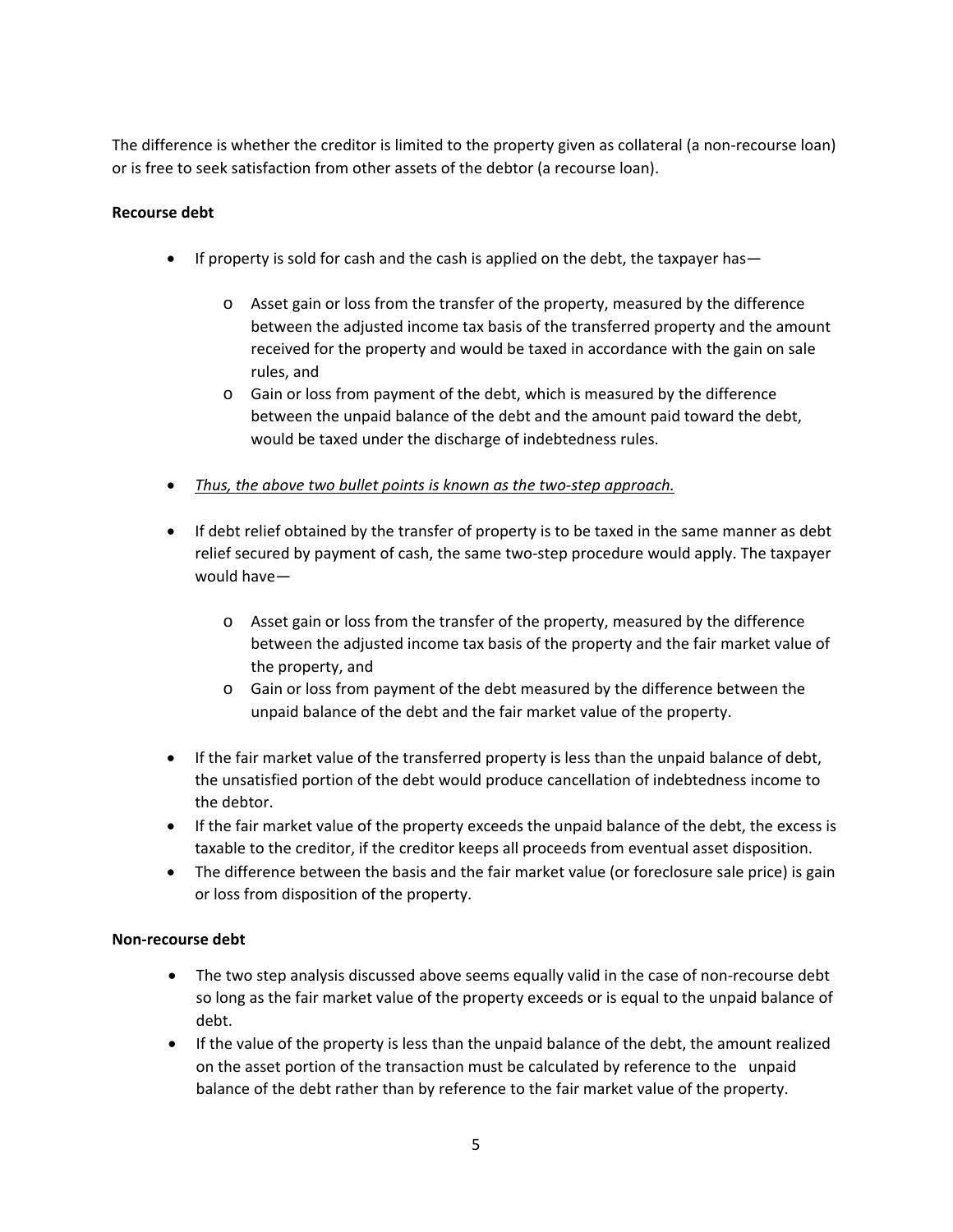The difference is whether the creditor is limited to the property given as collateral (a non-recourse loan) or is free to seek satisfaction from other assets of the debtor (a recourse loan).

**Recourse debt**

- If property is sold for cash and the cash is applied on the debt, the taxpayer has—
  - Asset gain or loss from the transfer of the property, measured by the difference between the adjusted income tax basis of the transferred property and the amount received for the property and would be taxed in accordance with the gain on sale rules, and
  - Gain or loss from payment of the debt, which is measured by the difference between the unpaid balance of the debt and the amount paid toward the debt, would be taxed under the discharge of indebtedness rules.
- <u>*Thus, the above two bullet points is known as the two-step approach.*</u>
- If debt relief obtained by the transfer of property is to be taxed in the same manner as debt relief secured by payment of cash, the same two-step procedure would apply. The taxpayer would have—
  - Asset gain or loss from the transfer of the property, measured by the difference between the adjusted income tax basis of the property and the fair market value of the property, and
  - Gain or loss from payment of the debt measured by the difference between the unpaid balance of the debt and the fair market value of the property.
- If the fair market value of the transferred property is less than the unpaid balance of debt, the unsatisfied portion of the debt would produce cancellation of indebtedness income to the debtor.
- If the fair market value of the property exceeds the unpaid balance of the debt, the excess is taxable to the creditor, if the creditor keeps all proceeds from eventual asset disposition.
- The difference between the basis and the fair market value (or foreclosure sale price) is gain or loss from disposition of the property.

**Non-recourse debt**

- The two step analysis discussed above seems equally valid in the case of non-recourse debt so long as the fair market value of the property exceeds or is equal to the unpaid balance of debt.
- If the value of the property is less than the unpaid balance of the debt, the amount realized on the asset portion of the transaction must be calculated by reference to the unpaid balance of the debt rather than by reference to the fair market value of the property.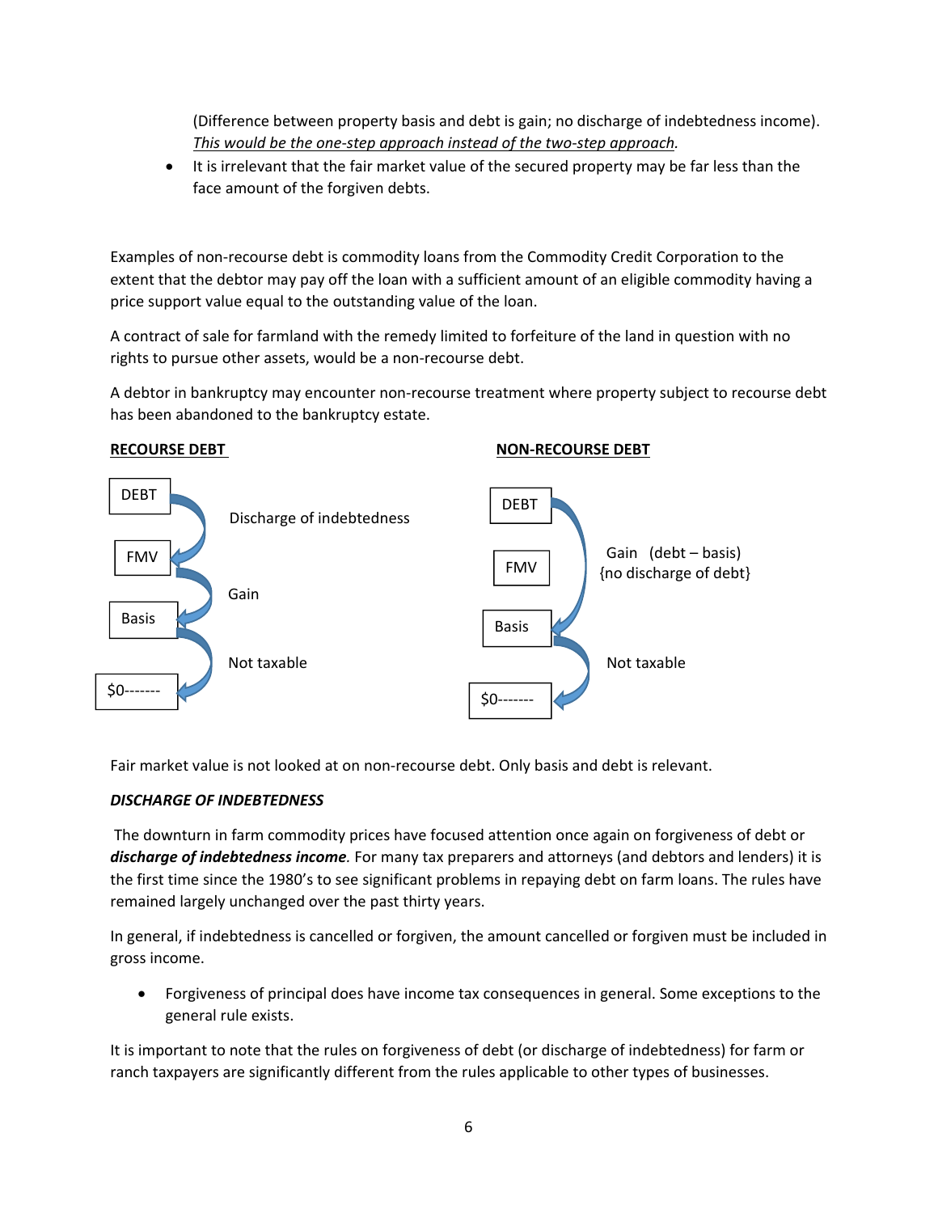(Difference between property basis and debt is gain; no discharge of indebtedness income). *This would be the one-step approach instead of the two-step approach.*

- It is irrelevant that the fair market value of the secured property may be far less than the face amount of the forgiven debts.

Examples of non-recourse debt is commodity loans from the Commodity Credit Corporation to the extent that the debtor may pay off the loan with a sufficient amount of an eligible commodity having a price support value equal to the outstanding value of the loan.

A contract of sale for farmland with the remedy limited to forfeiture of the land in question with no rights to pursue other assets, would be a non-recourse debt.

A debtor in bankruptcy may encounter non-recourse treatment where property subject to recourse debt has been abandoned to the bankruptcy estate.

**RECOURSE DEBT**

DEBT → FMV: Discharge of indebtedness

FMV → Basis: Gain

Basis → $0-------: Not taxable

**NON-RECOURSE DEBT**

DEBT → Basis (FMV skipped): Gain (debt – basis) {no discharge of debt}

Basis → $0-------: Not taxable

Fair market value is not looked at on non-recourse debt. Only basis and debt is relevant.

***DISCHARGE OF INDEBTEDNESS***

The downturn in farm commodity prices have focused attention once again on forgiveness of debt or ***discharge of indebtedness income****.* For many tax preparers and attorneys (and debtors and lenders) it is the first time since the 1980's to see significant problems in repaying debt on farm loans. The rules have remained largely unchanged over the past thirty years.

In general, if indebtedness is cancelled or forgiven, the amount cancelled or forgiven must be included in gross income.

- Forgiveness of principal does have income tax consequences in general. Some exceptions to the general rule exists.

It is important to note that the rules on forgiveness of debt (or discharge of indebtedness) for farm or ranch taxpayers are significantly different from the rules applicable to other types of businesses.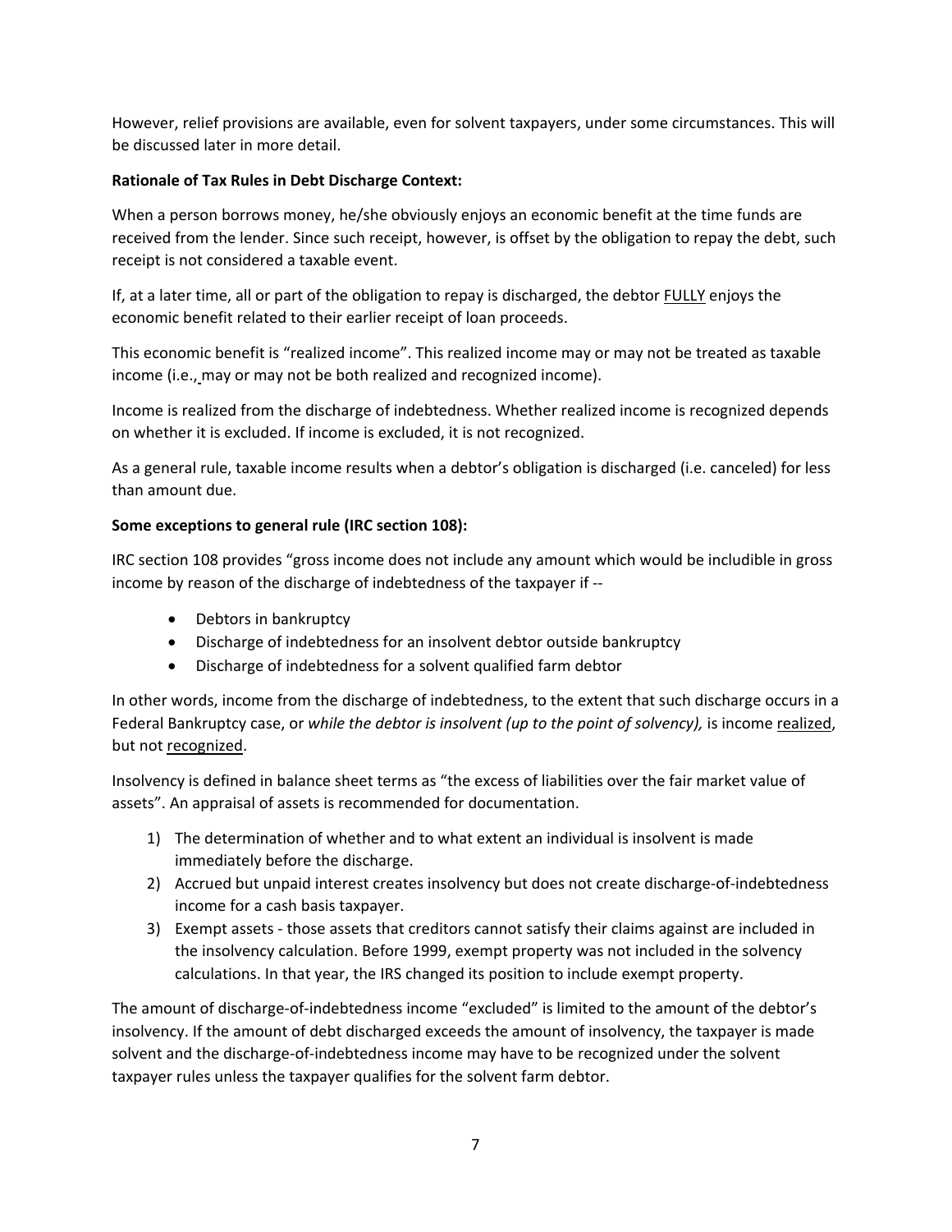However, relief provisions are available, even for solvent taxpayers, under some circumstances. This will be discussed later in more detail.

**Rationale of Tax Rules in Debt Discharge Context:**

When a person borrows money, he/she obviously enjoys an economic benefit at the time funds are received from the lender. Since such receipt, however, is offset by the obligation to repay the debt, such receipt is not considered a taxable event.

If, at a later time, all or part of the obligation to repay is discharged, the debtor <u>FULLY</u> enjoys the economic benefit related to their earlier receipt of loan proceeds.

This economic benefit is "realized income". This realized income may or may not be treated as taxable income (i.e., may or may not be both realized and recognized income).

Income is realized from the discharge of indebtedness. Whether realized income is recognized depends on whether it is excluded. If income is excluded, it is not recognized.

As a general rule, taxable income results when a debtor's obligation is discharged (i.e. canceled) for less than amount due.

**Some exceptions to general rule (IRC section 108):**

IRC section 108 provides "gross income does not include any amount which would be includible in gross income by reason of the discharge of indebtedness of the taxpayer if --

- Debtors in bankruptcy
- Discharge of indebtedness for an insolvent debtor outside bankruptcy
- Discharge of indebtedness for a solvent qualified farm debtor

In other words, income from the discharge of indebtedness, to the extent that such discharge occurs in a Federal Bankruptcy case, or *while the debtor is insolvent (up to the point of solvency),* is income <u>realized</u>, but not <u>recognized</u>.

Insolvency is defined in balance sheet terms as "the excess of liabilities over the fair market value of assets". An appraisal of assets is recommended for documentation.

1) The determination of whether and to what extent an individual is insolvent is made immediately before the discharge.
2) Accrued but unpaid interest creates insolvency but does not create discharge-of-indebtedness income for a cash basis taxpayer.
3) Exempt assets - those assets that creditors cannot satisfy their claims against are included in the insolvency calculation. Before 1999, exempt property was not included in the solvency calculations. In that year, the IRS changed its position to include exempt property.

The amount of discharge-of-indebtedness income "excluded" is limited to the amount of the debtor's insolvency. If the amount of debt discharged exceeds the amount of insolvency, the taxpayer is made solvent and the discharge-of-indebtedness income may have to be recognized under the solvent taxpayer rules unless the taxpayer qualifies for the solvent farm debtor.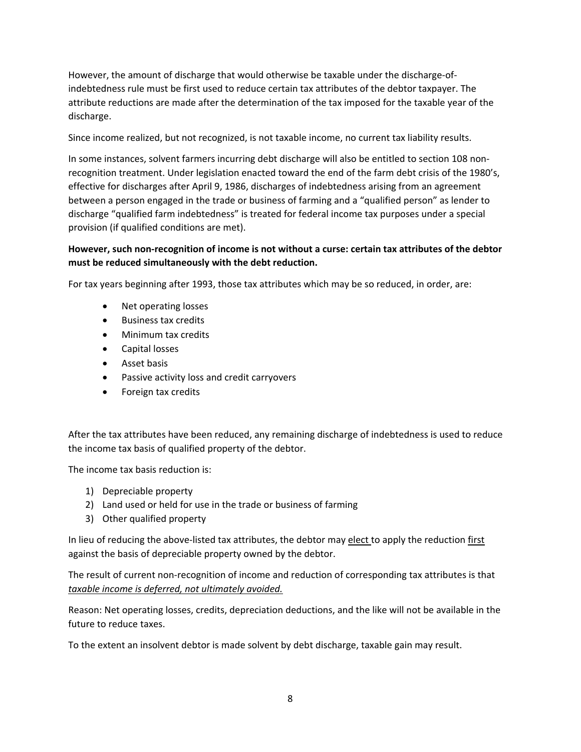However, the amount of discharge that would otherwise be taxable under the discharge-of-indebtedness rule must be first used to reduce certain tax attributes of the debtor taxpayer. The attribute reductions are made after the determination of the tax imposed for the taxable year of the discharge.

Since income realized, but not recognized, is not taxable income, no current tax liability results.

In some instances, solvent farmers incurring debt discharge will also be entitled to section 108 non-recognition treatment. Under legislation enacted toward the end of the farm debt crisis of the 1980's, effective for discharges after April 9, 1986, discharges of indebtedness arising from an agreement between a person engaged in the trade or business of farming and a "qualified person" as lender to discharge "qualified farm indebtedness" is treated for federal income tax purposes under a special provision (if qualified conditions are met).

**However, such non-recognition of income is not without a curse: certain tax attributes of the debtor must be reduced simultaneously with the debt reduction.**

For tax years beginning after 1993, those tax attributes which may be so reduced, in order, are:

- Net operating losses
- Business tax credits
- Minimum tax credits
- Capital losses
- Asset basis
- Passive activity loss and credit carryovers
- Foreign tax credits

After the tax attributes have been reduced, any remaining discharge of indebtedness is used to reduce the income tax basis of qualified property of the debtor.

The income tax basis reduction is:

1) Depreciable property
2) Land used or held for use in the trade or business of farming
3) Other qualified property

In lieu of reducing the above-listed tax attributes, the debtor may <u>elect</u> to apply the reduction <u>first</u> against the basis of depreciable property owned by the debtor.

The result of current non-recognition of income and reduction of corresponding tax attributes is that <u>*taxable income is deferred, not ultimately avoided.*</u>

Reason: Net operating losses, credits, depreciation deductions, and the like will not be available in the future to reduce taxes.

To the extent an insolvent debtor is made solvent by debt discharge, taxable gain may result.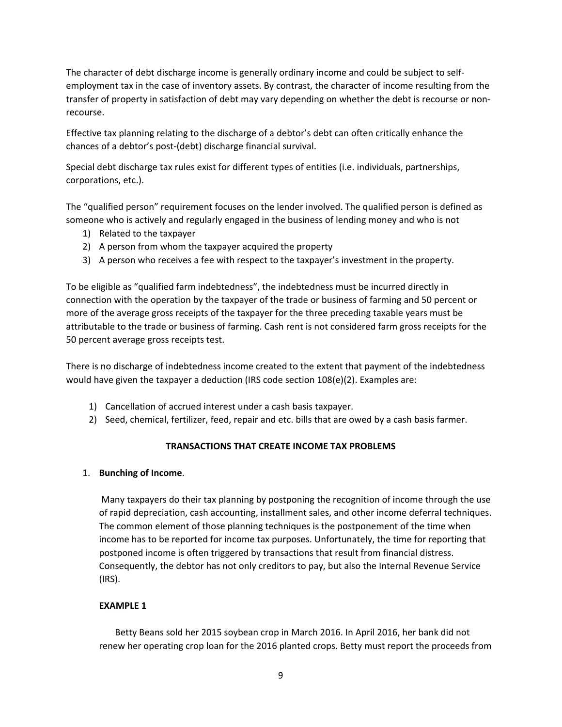The character of debt discharge income is generally ordinary income and could be subject to self-employment tax in the case of inventory assets. By contrast, the character of income resulting from the transfer of property in satisfaction of debt may vary depending on whether the debt is recourse or non-recourse.

Effective tax planning relating to the discharge of a debtor's debt can often critically enhance the chances of a debtor's post-(debt) discharge financial survival.

Special debt discharge tax rules exist for different types of entities (i.e. individuals, partnerships, corporations, etc.).

The "qualified person" requirement focuses on the lender involved. The qualified person is defined as someone who is actively and regularly engaged in the business of lending money and who is not

1) Related to the taxpayer
2) A person from whom the taxpayer acquired the property
3) A person who receives a fee with respect to the taxpayer's investment in the property.

To be eligible as "qualified farm indebtedness", the indebtedness must be incurred directly in connection with the operation by the taxpayer of the trade or business of farming and 50 percent or more of the average gross receipts of the taxpayer for the three preceding taxable years must be attributable to the trade or business of farming. Cash rent is not considered farm gross receipts for the 50 percent average gross receipts test.

There is no discharge of indebtedness income created to the extent that payment of the indebtedness would have given the taxpayer a deduction (IRS code section 108(e)(2). Examples are:

1) Cancellation of accrued interest under a cash basis taxpayer.
2) Seed, chemical, fertilizer, feed, repair and etc. bills that are owed by a cash basis farmer.

## TRANSACTIONS THAT CREATE INCOME TAX PROBLEMS

1. **Bunching of Income**.

   Many taxpayers do their tax planning by postponing the recognition of income through the use of rapid depreciation, cash accounting, installment sales, and other income deferral techniques. The common element of those planning techniques is the postponement of the time when income has to be reported for income tax purposes. Unfortunately, the time for reporting that postponed income is often triggered by transactions that result from financial distress. Consequently, the debtor has not only creditors to pay, but also the Internal Revenue Service (IRS).

   **EXAMPLE 1**

   Betty Beans sold her 2015 soybean crop in March 2016. In April 2016, her bank did not renew her operating crop loan for the 2016 planted crops. Betty must report the proceeds from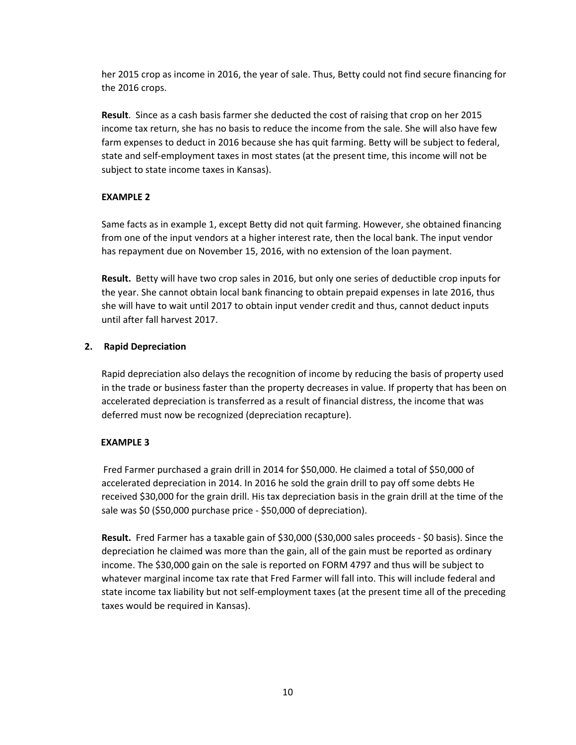her 2015 crop as income in 2016, the year of sale. Thus, Betty could not find secure financing for the 2016 crops.

**Result**. Since as a cash basis farmer she deducted the cost of raising that crop on her 2015 income tax return, she has no basis to reduce the income from the sale. She will also have few farm expenses to deduct in 2016 because she has quit farming. Betty will be subject to federal, state and self-employment taxes in most states (at the present time, this income will not be subject to state income taxes in Kansas).

**EXAMPLE 2**

Same facts as in example 1, except Betty did not quit farming. However, she obtained financing from one of the input vendors at a higher interest rate, then the local bank. The input vendor has repayment due on November 15, 2016, with no extension of the loan payment.

**Result.** Betty will have two crop sales in 2016, but only one series of deductible crop inputs for the year. She cannot obtain local bank financing to obtain prepaid expenses in late 2016, thus she will have to wait until 2017 to obtain input vender credit and thus, cannot deduct inputs until after fall harvest 2017.

**2. Rapid Depreciation**

Rapid depreciation also delays the recognition of income by reducing the basis of property used in the trade or business faster than the property decreases in value. If property that has been on accelerated depreciation is transferred as a result of financial distress, the income that was deferred must now be recognized (depreciation recapture).

**EXAMPLE 3**

Fred Farmer purchased a grain drill in 2014 for $50,000. He claimed a total of $50,000 of accelerated depreciation in 2014. In 2016 he sold the grain drill to pay off some debts He received $30,000 for the grain drill. His tax depreciation basis in the grain drill at the time of the sale was $0 ($50,000 purchase price - $50,000 of depreciation).

**Result.** Fred Farmer has a taxable gain of $30,000 ($30,000 sales proceeds - $0 basis). Since the depreciation he claimed was more than the gain, all of the gain must be reported as ordinary income. The $30,000 gain on the sale is reported on FORM 4797 and thus will be subject to whatever marginal income tax rate that Fred Farmer will fall into. This will include federal and state income tax liability but not self-employment taxes (at the present time all of the preceding taxes would be required in Kansas).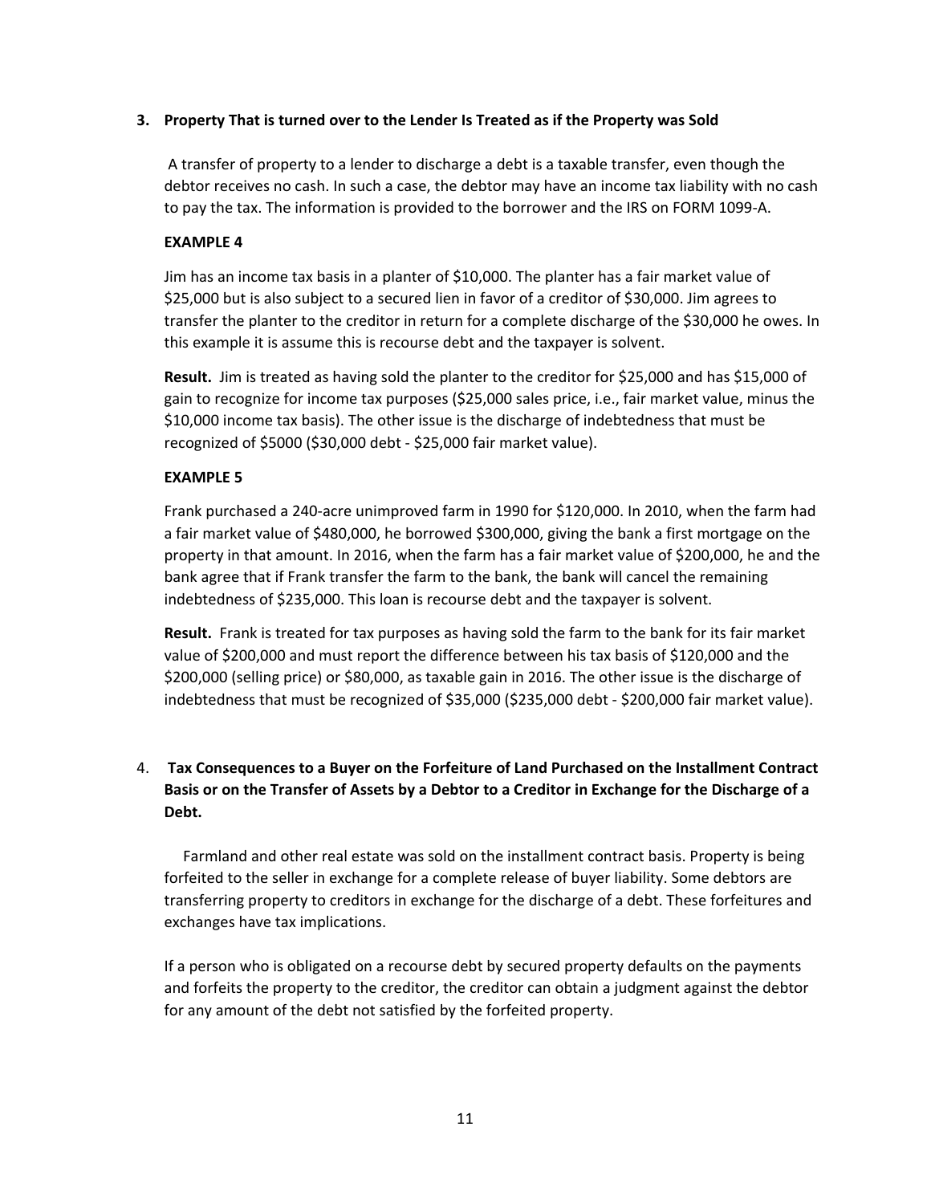### 3. Property That is turned over to the Lender Is Treated as if the Property was Sold

A transfer of property to a lender to discharge a debt is a taxable transfer, even though the debtor receives no cash. In such a case, the debtor may have an income tax liability with no cash to pay the tax. The information is provided to the borrower and the IRS on FORM 1099-A.

**EXAMPLE 4**

Jim has an income tax basis in a planter of $10,000. The planter has a fair market value of $25,000 but is also subject to a secured lien in favor of a creditor of $30,000. Jim agrees to transfer the planter to the creditor in return for a complete discharge of the $30,000 he owes. In this example it is assume this is recourse debt and the taxpayer is solvent.

**Result.** Jim is treated as having sold the planter to the creditor for $25,000 and has $15,000 of gain to recognize for income tax purposes ($25,000 sales price, i.e., fair market value, minus the $10,000 income tax basis). The other issue is the discharge of indebtedness that must be recognized of $5000 ($30,000 debt - $25,000 fair market value).

**EXAMPLE 5**

Frank purchased a 240-acre unimproved farm in 1990 for $120,000. In 2010, when the farm had a fair market value of $480,000, he borrowed $300,000, giving the bank a first mortgage on the property in that amount. In 2016, when the farm has a fair market value of $200,000, he and the bank agree that if Frank transfer the farm to the bank, the bank will cancel the remaining indebtedness of $235,000. This loan is recourse debt and the taxpayer is solvent.

**Result.** Frank is treated for tax purposes as having sold the farm to the bank for its fair market value of $200,000 and must report the difference between his tax basis of $120,000 and the $200,000 (selling price) or $80,000, as taxable gain in 2016. The other issue is the discharge of indebtedness that must be recognized of $35,000 ($235,000 debt - $200,000 fair market value).

### 4. Tax Consequences to a Buyer on the Forfeiture of Land Purchased on the Installment Contract Basis or on the Transfer of Assets by a Debtor to a Creditor in Exchange for the Discharge of a Debt.

Farmland and other real estate was sold on the installment contract basis. Property is being forfeited to the seller in exchange for a complete release of buyer liability. Some debtors are transferring property to creditors in exchange for the discharge of a debt. These forfeitures and exchanges have tax implications.

If a person who is obligated on a recourse debt by secured property defaults on the payments and forfeits the property to the creditor, the creditor can obtain a judgment against the debtor for any amount of the debt not satisfied by the forfeited property.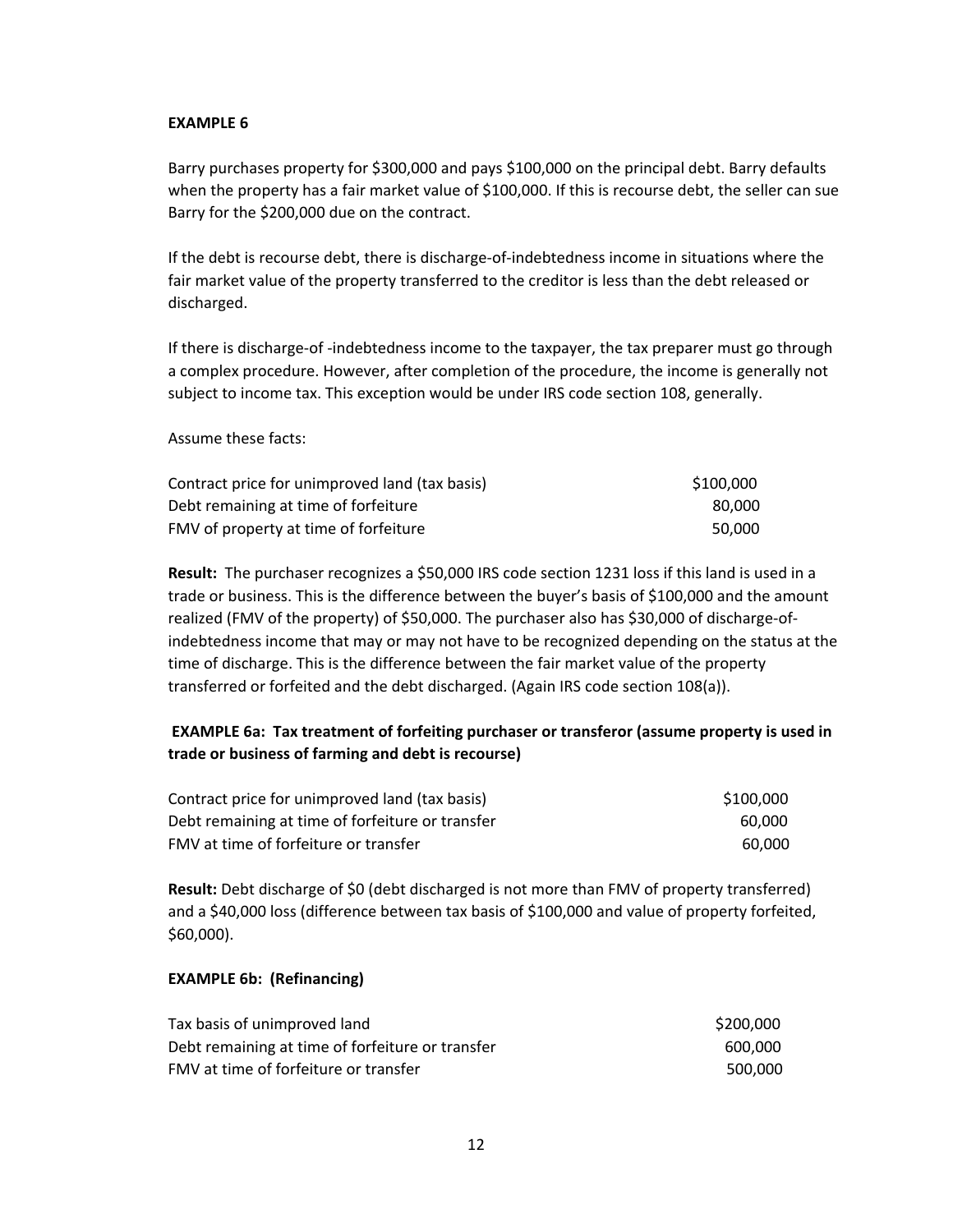**EXAMPLE 6**

Barry purchases property for $300,000 and pays $100,000 on the principal debt. Barry defaults when the property has a fair market value of $100,000. If this is recourse debt, the seller can sue Barry for the $200,000 due on the contract.

If the debt is recourse debt, there is discharge-of-indebtedness income in situations where the fair market value of the property transferred to the creditor is less than the debt released or discharged.

If there is discharge-of -indebtedness income to the taxpayer, the tax preparer must go through a complex procedure. However, after completion of the procedure, the income is generally not subject to income tax. This exception would be under IRS code section 108, generally.

Assume these facts:

| | |
|---|---|
| Contract price for unimproved land (tax basis) | $100,000 |
| Debt remaining at time of forfeiture | 80,000 |
| FMV of property at time of forfeiture | 50,000 |

**Result:** The purchaser recognizes a $50,000 IRS code section 1231 loss if this land is used in a trade or business. This is the difference between the buyer's basis of $100,000 and the amount realized (FMV of the property) of $50,000. The purchaser also has $30,000 of discharge-of-indebtedness income that may or may not have to be recognized depending on the status at the time of discharge. This is the difference between the fair market value of the property transferred or forfeited and the debt discharged. (Again IRS code section 108(a)).

**EXAMPLE 6a: Tax treatment of forfeiting purchaser or transferor (assume property is used in trade or business of farming and debt is recourse)**

| | |
|---|---|
| Contract price for unimproved land (tax basis) | $100,000 |
| Debt remaining at time of forfeiture or transfer | 60,000 |
| FMV at time of forfeiture or transfer | 60,000 |

**Result:** Debt discharge of $0 (debt discharged is not more than FMV of property transferred) and a $40,000 loss (difference between tax basis of $100,000 and value of property forfeited, $60,000).

**EXAMPLE 6b: (Refinancing)**

| | |
|---|---|
| Tax basis of unimproved land | $200,000 |
| Debt remaining at time of forfeiture or transfer | 600,000 |
| FMV at time of forfeiture or transfer | 500,000 |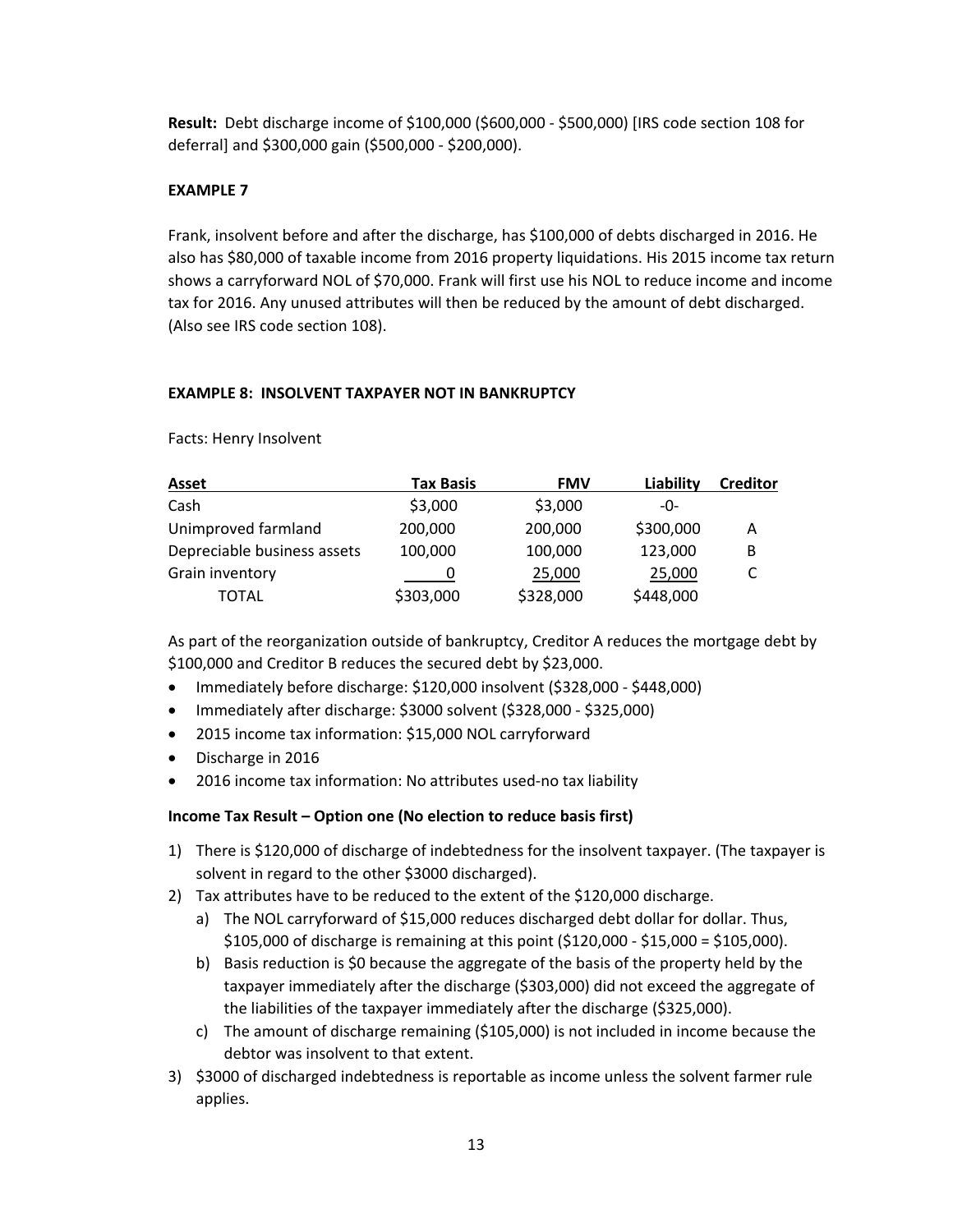**Result:** Debt discharge income of $100,000 ($600,000 - $500,000) [IRS code section 108 for deferral] and $300,000 gain ($500,000 - $200,000).

**EXAMPLE 7**

Frank, insolvent before and after the discharge, has $100,000 of debts discharged in 2016. He also has $80,000 of taxable income from 2016 property liquidations. His 2015 income tax return shows a carryforward NOL of $70,000. Frank will first use his NOL to reduce income and income tax for 2016. Any unused attributes will then be reduced by the amount of debt discharged. (Also see IRS code section 108).

**EXAMPLE 8: INSOLVENT TAXPAYER NOT IN BANKRUPTCY**

Facts: Henry Insolvent

| Asset | Tax Basis | FMV | Liability | Creditor |
|---|---|---|---|---|
| Cash | $3,000 | $3,000 | -0- | |
| Unimproved farmland | 200,000 | 200,000 | $300,000 | A |
| Depreciable business assets | 100,000 | 100,000 | 123,000 | B |
| Grain inventory | 0 | 25,000 | 25,000 | C |
| TOTAL | $303,000 | $328,000 | $448,000 | |

As part of the reorganization outside of bankruptcy, Creditor A reduces the mortgage debt by $100,000 and Creditor B reduces the secured debt by $23,000.

- Immediately before discharge: $120,000 insolvent ($328,000 - $448,000)
- Immediately after discharge: $3000 solvent ($328,000 - $325,000)
- 2015 income tax information: $15,000 NOL carryforward
- Discharge in 2016
- 2016 income tax information: No attributes used-no tax liability

**Income Tax Result – Option one (No election to reduce basis first)**

1) There is $120,000 of discharge of indebtedness for the insolvent taxpayer. (The taxpayer is solvent in regard to the other $3000 discharged).
2) Tax attributes have to be reduced to the extent of the $120,000 discharge.
   a) The NOL carryforward of $15,000 reduces discharged debt dollar for dollar. Thus, $105,000 of discharge is remaining at this point ($120,000 - $15,000 = $105,000).
   b) Basis reduction is $0 because the aggregate of the basis of the property held by the taxpayer immediately after the discharge ($303,000) did not exceed the aggregate of the liabilities of the taxpayer immediately after the discharge ($325,000).
   c) The amount of discharge remaining ($105,000) is not included in income because the debtor was insolvent to that extent.
3) $3000 of discharged indebtedness is reportable as income unless the solvent farmer rule applies.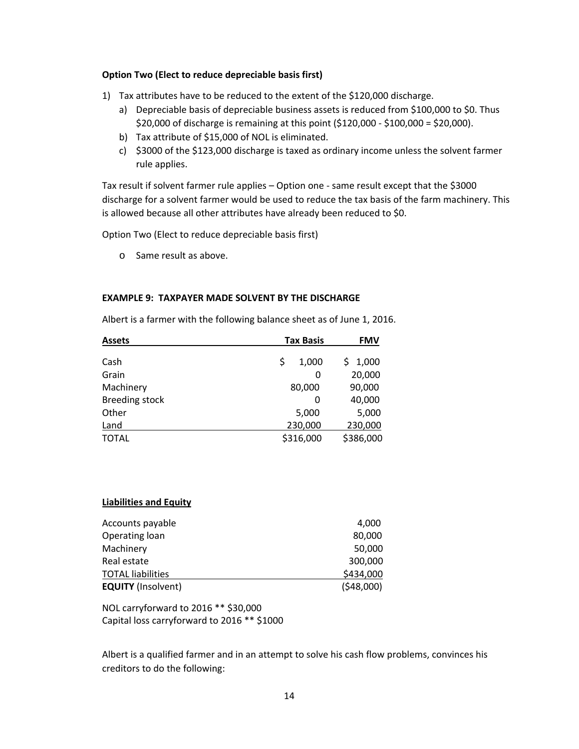**Option Two (Elect to reduce depreciable basis first)**

1) Tax attributes have to be reduced to the extent of the $120,000 discharge.
   a) Depreciable basis of depreciable business assets is reduced from $100,000 to $0. Thus $20,000 of discharge is remaining at this point ($120,000 - $100,000 = $20,000).
   b) Tax attribute of $15,000 of NOL is eliminated.
   c) $3000 of the $123,000 discharge is taxed as ordinary income unless the solvent farmer rule applies.

Tax result if solvent farmer rule applies – Option one - same result except that the $3000 discharge for a solvent farmer would be used to reduce the tax basis of the farm machinery. This is allowed because all other attributes have already been reduced to $0.

Option Two (Elect to reduce depreciable basis first)

- Same result as above.

**EXAMPLE 9: TAXPAYER MADE SOLVENT BY THE DISCHARGE**

Albert is a farmer with the following balance sheet as of June 1, 2016.

| Assets | Tax Basis | FMV |
|---|---|---|
| Cash | $ 1,000 | $ 1,000 |
| Grain | 0 | 20,000 |
| Machinery | 80,000 | 90,000 |
| Breeding stock | 0 | 40,000 |
| Other | 5,000 | 5,000 |
| Land | 230,000 | 230,000 |
| TOTAL | $316,000 | $386,000 |

| Liabilities and Equity | |
|---|---|
| Accounts payable | 4,000 |
| Operating loan | 80,000 |
| Machinery | 50,000 |
| Real estate | 300,000 |
| TOTAL liabilities | $434,000 |
| **EQUITY** (Insolvent) | ($48,000) |

NOL carryforward to 2016 ** $30,000
Capital loss carryforward to 2016 ** $1000

Albert is a qualified farmer and in an attempt to solve his cash flow problems, convinces his creditors to do the following: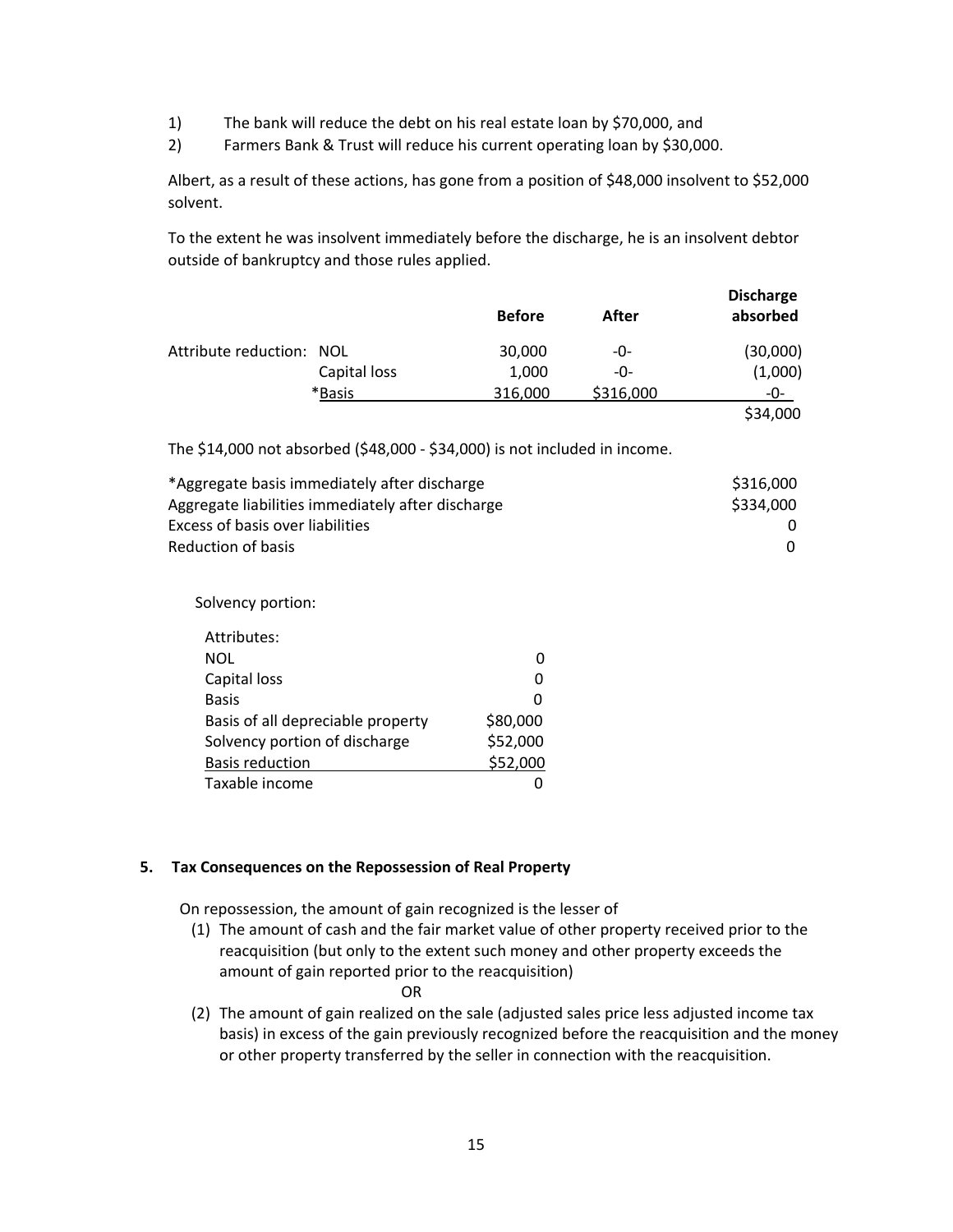1) The bank will reduce the debt on his real estate loan by $70,000, and
2) Farmers Bank & Trust will reduce his current operating loan by $30,000.

Albert, as a result of these actions, has gone from a position of $48,000 insolvent to $52,000 solvent.

To the extent he was insolvent immediately before the discharge, he is an insolvent debtor outside of bankruptcy and those rules applied.

| | | Before | After | Discharge absorbed |
|---|---|---|---|---|
| Attribute reduction: | NOL | 30,000 | -0- | (30,000) |
| | Capital loss | 1,000 | -0- | (1,000) |
| | *Basis | 316,000 | $316,000 | -0- |
| | | | | $34,000 |

The $14,000 not absorbed ($48,000 - $34,000) is not included in income.

| | |
|---|---|
| *Aggregate basis immediately after discharge | $316,000 |
| Aggregate liabilities immediately after discharge | $334,000 |
| Excess of basis over liabilities | 0 |
| Reduction of basis | 0 |

Solvency portion:

| Attributes: | |
|---|---|
| NOL | 0 |
| Capital loss | 0 |
| Basis | 0 |
| Basis of all depreciable property | $80,000 |
| Solvency portion of discharge | $52,000 |
| Basis reduction | $52,000 |
| Taxable income | 0 |

### 5. Tax Consequences on the Repossession of Real Property

On repossession, the amount of gain recognized is the lesser of

(1) The amount of cash and the fair market value of other property received prior to the reacquisition (but only to the extent such money and other property exceeds the amount of gain reported prior to the reacquisition)

OR

(2) The amount of gain realized on the sale (adjusted sales price less adjusted income tax basis) in excess of the gain previously recognized before the reacquisition and the money or other property transferred by the seller in connection with the reacquisition.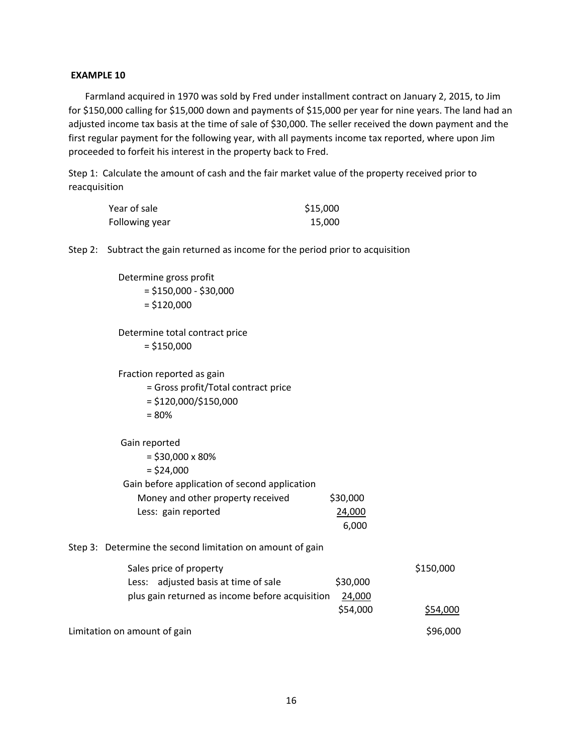**EXAMPLE 10**

Farmland acquired in 1970 was sold by Fred under installment contract on January 2, 2015, to Jim for $150,000 calling for $15,000 down and payments of $15,000 per year for nine years. The land had an adjusted income tax basis at the time of sale of $30,000. The seller received the down payment and the first regular payment for the following year, with all payments income tax reported, where upon Jim proceeded to forfeit his interest in the property back to Fred.

Step 1: Calculate the amount of cash and the fair market value of the property received prior to reacquisition

| | |
|---|---|
| Year of sale | $15,000 |
| Following year | 15,000 |

Step 2: Subtract the gain returned as income for the period prior to acquisition

Determine gross profit
= $150,000 - $30,000
= $120,000

Determine total contract price
= $150,000

Fraction reported as gain
= Gross profit/Total contract price
= $120,000/$150,000
= 80%

Gain reported
= $30,000 x 80%
= $24,000

Gain before application of second application

| | |
|---|---|
| Money and other property received | $30,000 |
| Less: gain reported | 24,000 |
| | 6,000 |

Step 3: Determine the second limitation on amount of gain

| | | |
|---|---|---|
| Sales price of property | | $150,000 |
| Less: adjusted basis at time of sale | $30,000 | |
| plus gain returned as income before acquisition | 24,000 | |
| | $54,000 | $54,000 |
| Limitation on amount of gain | | $96,000 |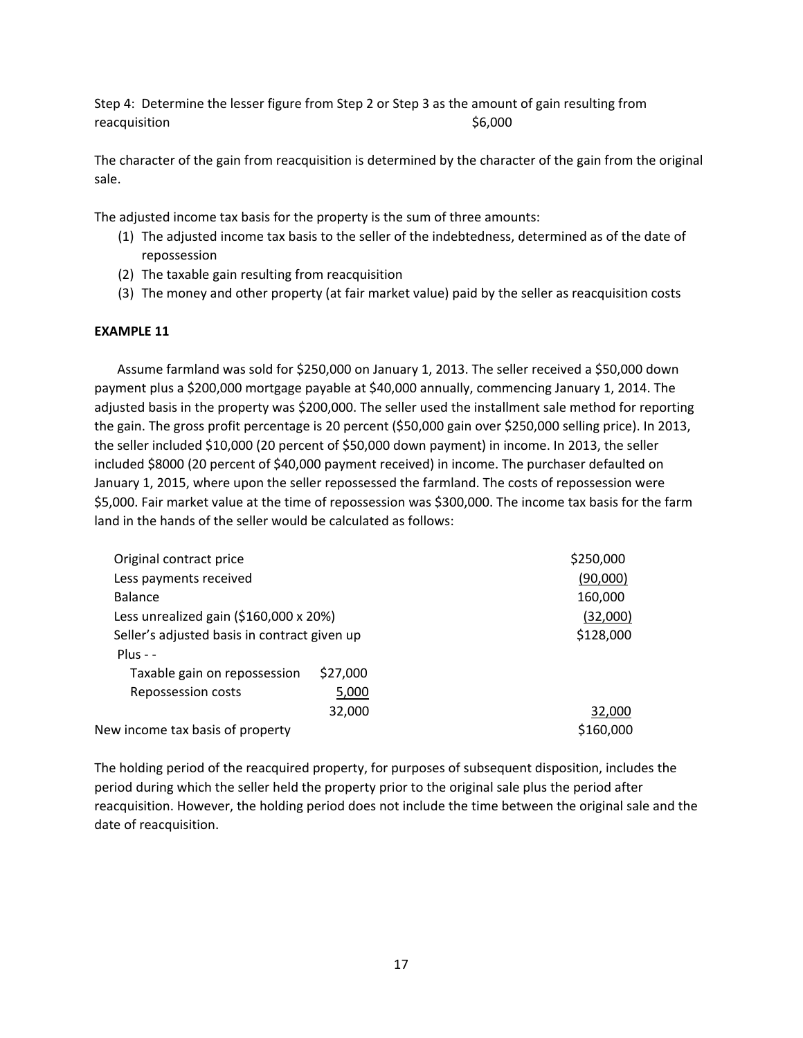Step 4: Determine the lesser figure from Step 2 or Step 3 as the amount of gain resulting from reacquisition $6,000

The character of the gain from reacquisition is determined by the character of the gain from the original sale.

The adjusted income tax basis for the property is the sum of three amounts:

1. The adjusted income tax basis to the seller of the indebtedness, determined as of the date of repossession
2. The taxable gain resulting from reacquisition
3. The money and other property (at fair market value) paid by the seller as reacquisition costs

**EXAMPLE 11**

Assume farmland was sold for $250,000 on January 1, 2013. The seller received a $50,000 down payment plus a $200,000 mortgage payable at $40,000 annually, commencing January 1, 2014. The adjusted basis in the property was $200,000. The seller used the installment sale method for reporting the gain. The gross profit percentage is 20 percent ($50,000 gain over $250,000 selling price). In 2013, the seller included $10,000 (20 percent of $50,000 down payment) in income. In 2013, the seller included $8000 (20 percent of $40,000 payment received) in income. The purchaser defaulted on January 1, 2015, where upon the seller repossessed the farmland. The costs of repossession were $5,000. Fair market value at the time of repossession was $300,000. The income tax basis for the farm land in the hands of the seller would be calculated as follows:

| | | |
|---|---|---|
| Original contract price | | $250,000 |
| Less payments received | | (90,000) |
| Balance | | 160,000 |
| Less unrealized gain ($160,000 x 20%) | | (32,000) |
| Seller's adjusted basis in contract given up | | $128,000 |
| Plus - - | | |
| Taxable gain on repossession | $27,000 | |
| Repossession costs | 5,000 | |
| | 32,000 | 32,000 |
| New income tax basis of property | | $160,000 |

The holding period of the reacquired property, for purposes of subsequent disposition, includes the period during which the seller held the property prior to the original sale plus the period after reacquisition. However, the holding period does not include the time between the original sale and the date of reacquisition.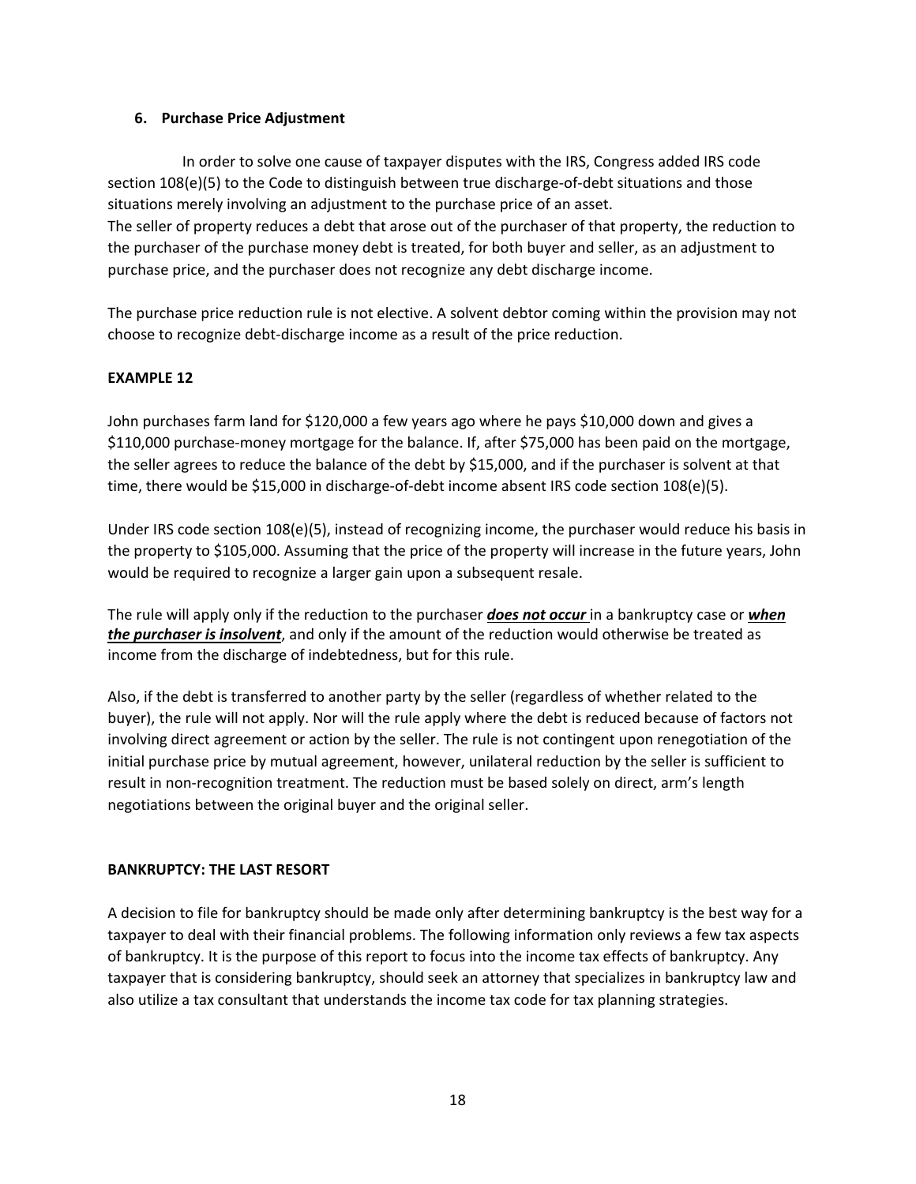### 6. Purchase Price Adjustment

In order to solve one cause of taxpayer disputes with the IRS, Congress added IRS code section 108(e)(5) to the Code to distinguish between true discharge-of-debt situations and those situations merely involving an adjustment to the purchase price of an asset.
The seller of property reduces a debt that arose out of the purchaser of that property, the reduction to the purchaser of the purchase money debt is treated, for both buyer and seller, as an adjustment to purchase price, and the purchaser does not recognize any debt discharge income.

The purchase price reduction rule is not elective. A solvent debtor coming within the provision may not choose to recognize debt-discharge income as a result of the price reduction.

**EXAMPLE 12**

John purchases farm land for $120,000 a few years ago where he pays $10,000 down and gives a $110,000 purchase-money mortgage for the balance. If, after $75,000 has been paid on the mortgage, the seller agrees to reduce the balance of the debt by $15,000, and if the purchaser is solvent at that time, there would be $15,000 in discharge-of-debt income absent IRS code section 108(e)(5).

Under IRS code section 108(e)(5), instead of recognizing income, the purchaser would reduce his basis in the property to $105,000. Assuming that the price of the property will increase in the future years, John would be required to recognize a larger gain upon a subsequent resale.

The rule will apply only if the reduction to the purchaser ***does not occur*** in a bankruptcy case or ***when the purchaser is insolvent***, and only if the amount of the reduction would otherwise be treated as income from the discharge of indebtedness, but for this rule.

Also, if the debt is transferred to another party by the seller (regardless of whether related to the buyer), the rule will not apply. Nor will the rule apply where the debt is reduced because of factors not involving direct agreement or action by the seller. The rule is not contingent upon renegotiation of the initial purchase price by mutual agreement, however, unilateral reduction by the seller is sufficient to result in non-recognition treatment. The reduction must be based solely on direct, arm's length negotiations between the original buyer and the original seller.

**BANKRUPTCY: THE LAST RESORT**

A decision to file for bankruptcy should be made only after determining bankruptcy is the best way for a taxpayer to deal with their financial problems. The following information only reviews a few tax aspects of bankruptcy. It is the purpose of this report to focus into the income tax effects of bankruptcy. Any taxpayer that is considering bankruptcy, should seek an attorney that specializes in bankruptcy law and also utilize a tax consultant that understands the income tax code for tax planning strategies.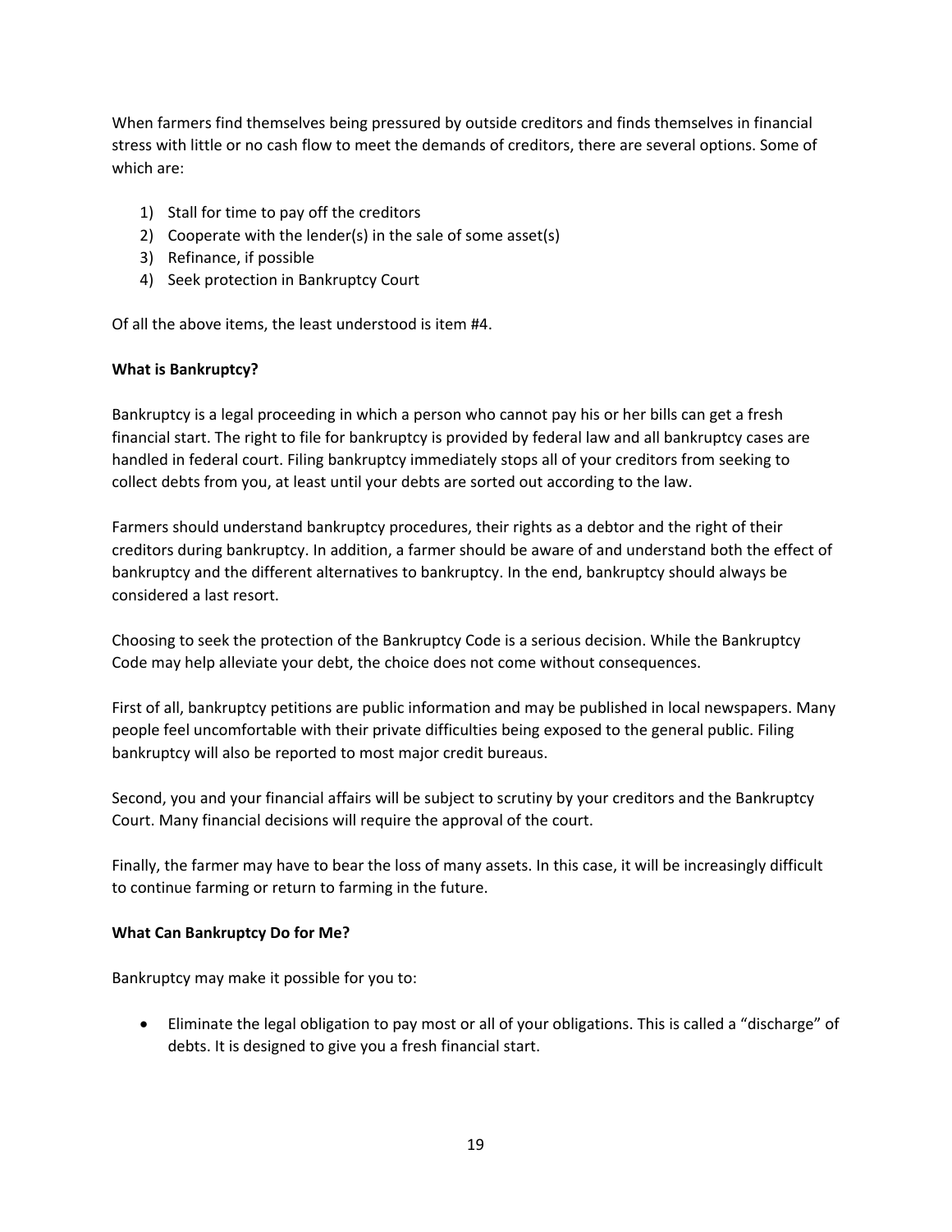When farmers find themselves being pressured by outside creditors and finds themselves in financial stress with little or no cash flow to meet the demands of creditors, there are several options. Some of which are:

1) Stall for time to pay off the creditors
2) Cooperate with the lender(s) in the sale of some asset(s)
3) Refinance, if possible
4) Seek protection in Bankruptcy Court

Of all the above items, the least understood is item #4.

**What is Bankruptcy?**

Bankruptcy is a legal proceeding in which a person who cannot pay his or her bills can get a fresh financial start. The right to file for bankruptcy is provided by federal law and all bankruptcy cases are handled in federal court. Filing bankruptcy immediately stops all of your creditors from seeking to collect debts from you, at least until your debts are sorted out according to the law.

Farmers should understand bankruptcy procedures, their rights as a debtor and the right of their creditors during bankruptcy. In addition, a farmer should be aware of and understand both the effect of bankruptcy and the different alternatives to bankruptcy. In the end, bankruptcy should always be considered a last resort.

Choosing to seek the protection of the Bankruptcy Code is a serious decision. While the Bankruptcy Code may help alleviate your debt, the choice does not come without consequences.

First of all, bankruptcy petitions are public information and may be published in local newspapers. Many people feel uncomfortable with their private difficulties being exposed to the general public. Filing bankruptcy will also be reported to most major credit bureaus.

Second, you and your financial affairs will be subject to scrutiny by your creditors and the Bankruptcy Court. Many financial decisions will require the approval of the court.

Finally, the farmer may have to bear the loss of many assets. In this case, it will be increasingly difficult to continue farming or return to farming in the future.

**What Can Bankruptcy Do for Me?**

Bankruptcy may make it possible for you to:

- Eliminate the legal obligation to pay most or all of your obligations. This is called a "discharge" of debts. It is designed to give you a fresh financial start.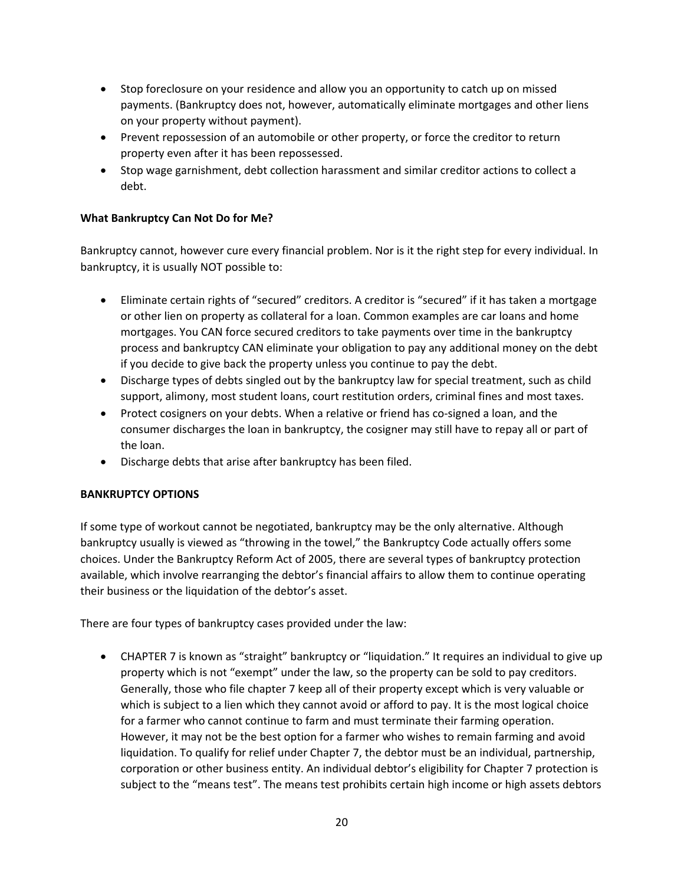- Stop foreclosure on your residence and allow you an opportunity to catch up on missed payments. (Bankruptcy does not, however, automatically eliminate mortgages and other liens on your property without payment).
- Prevent repossession of an automobile or other property, or force the creditor to return property even after it has been repossessed.
- Stop wage garnishment, debt collection harassment and similar creditor actions to collect a debt.

**What Bankruptcy Can Not Do for Me?**

Bankruptcy cannot, however cure every financial problem. Nor is it the right step for every individual. In bankruptcy, it is usually NOT possible to:

- Eliminate certain rights of "secured" creditors. A creditor is "secured" if it has taken a mortgage or other lien on property as collateral for a loan. Common examples are car loans and home mortgages. You CAN force secured creditors to take payments over time in the bankruptcy process and bankruptcy CAN eliminate your obligation to pay any additional money on the debt if you decide to give back the property unless you continue to pay the debt.
- Discharge types of debts singled out by the bankruptcy law for special treatment, such as child support, alimony, most student loans, court restitution orders, criminal fines and most taxes.
- Protect cosigners on your debts. When a relative or friend has co-signed a loan, and the consumer discharges the loan in bankruptcy, the cosigner may still have to repay all or part of the loan.
- Discharge debts that arise after bankruptcy has been filed.

**BANKRUPTCY OPTIONS**

If some type of workout cannot be negotiated, bankruptcy may be the only alternative. Although bankruptcy usually is viewed as "throwing in the towel," the Bankruptcy Code actually offers some choices. Under the Bankruptcy Reform Act of 2005, there are several types of bankruptcy protection available, which involve rearranging the debtor's financial affairs to allow them to continue operating their business or the liquidation of the debtor's asset.

There are four types of bankruptcy cases provided under the law:

- CHAPTER 7 is known as "straight" bankruptcy or "liquidation." It requires an individual to give up property which is not "exempt" under the law, so the property can be sold to pay creditors. Generally, those who file chapter 7 keep all of their property except which is very valuable or which is subject to a lien which they cannot avoid or afford to pay. It is the most logical choice for a farmer who cannot continue to farm and must terminate their farming operation. However, it may not be the best option for a farmer who wishes to remain farming and avoid liquidation. To qualify for relief under Chapter 7, the debtor must be an individual, partnership, corporation or other business entity. An individual debtor's eligibility for Chapter 7 protection is subject to the "means test". The means test prohibits certain high income or high assets debtors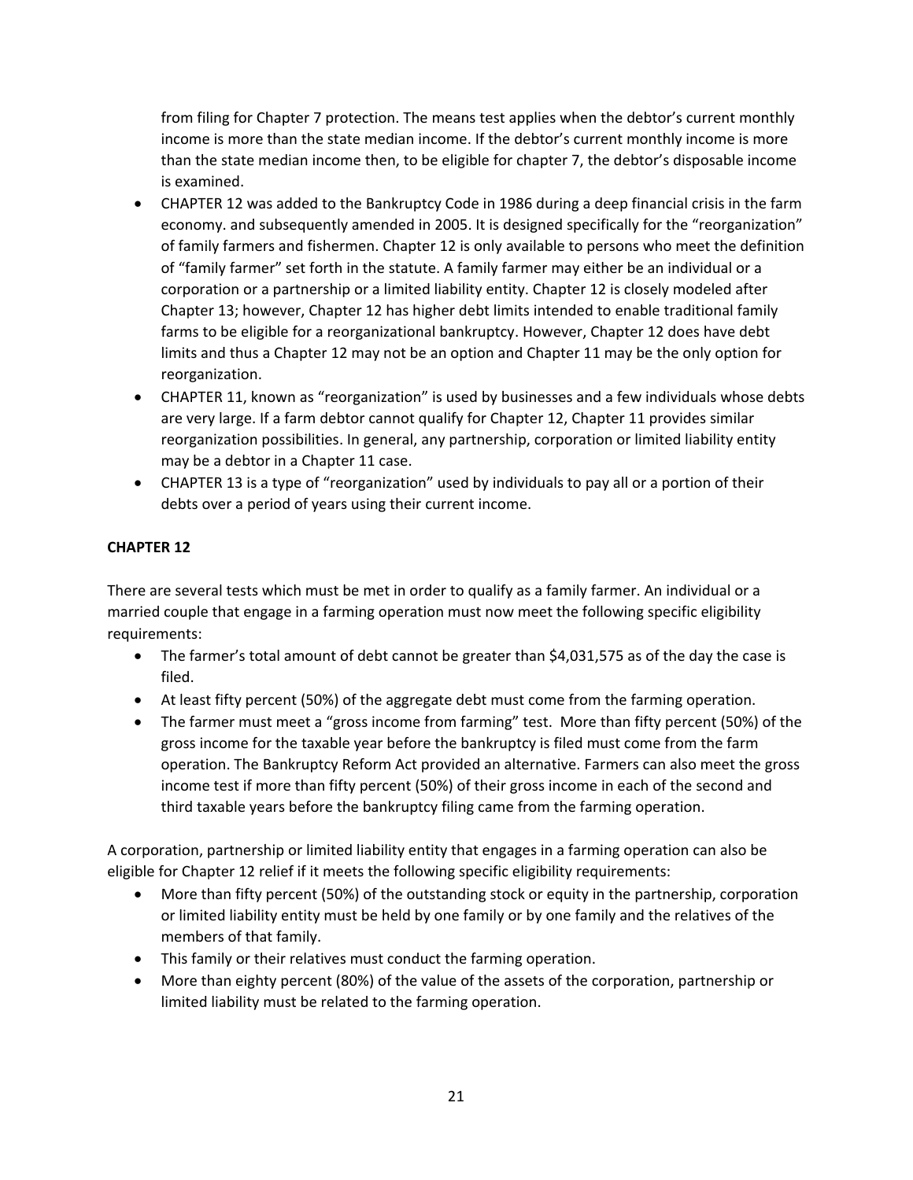from filing for Chapter 7 protection. The means test applies when the debtor's current monthly income is more than the state median income. If the debtor's current monthly income is more than the state median income then, to be eligible for chapter 7, the debtor's disposable income is examined.

- CHAPTER 12 was added to the Bankruptcy Code in 1986 during a deep financial crisis in the farm economy. and subsequently amended in 2005. It is designed specifically for the "reorganization" of family farmers and fishermen. Chapter 12 is only available to persons who meet the definition of "family farmer" set forth in the statute. A family farmer may either be an individual or a corporation or a partnership or a limited liability entity. Chapter 12 is closely modeled after Chapter 13; however, Chapter 12 has higher debt limits intended to enable traditional family farms to be eligible for a reorganizational bankruptcy. However, Chapter 12 does have debt limits and thus a Chapter 12 may not be an option and Chapter 11 may be the only option for reorganization.
- CHAPTER 11, known as "reorganization" is used by businesses and a few individuals whose debts are very large. If a farm debtor cannot qualify for Chapter 12, Chapter 11 provides similar reorganization possibilities. In general, any partnership, corporation or limited liability entity may be a debtor in a Chapter 11 case.
- CHAPTER 13 is a type of "reorganization" used by individuals to pay all or a portion of their debts over a period of years using their current income.

**CHAPTER 12**

There are several tests which must be met in order to qualify as a family farmer. An individual or a married couple that engage in a farming operation must now meet the following specific eligibility requirements:

- The farmer's total amount of debt cannot be greater than $4,031,575 as of the day the case is filed.
- At least fifty percent (50%) of the aggregate debt must come from the farming operation.
- The farmer must meet a "gross income from farming" test. More than fifty percent (50%) of the gross income for the taxable year before the bankruptcy is filed must come from the farm operation. The Bankruptcy Reform Act provided an alternative. Farmers can also meet the gross income test if more than fifty percent (50%) of their gross income in each of the second and third taxable years before the bankruptcy filing came from the farming operation.

A corporation, partnership or limited liability entity that engages in a farming operation can also be eligible for Chapter 12 relief if it meets the following specific eligibility requirements:

- More than fifty percent (50%) of the outstanding stock or equity in the partnership, corporation or limited liability entity must be held by one family or by one family and the relatives of the members of that family.
- This family or their relatives must conduct the farming operation.
- More than eighty percent (80%) of the value of the assets of the corporation, partnership or limited liability must be related to the farming operation.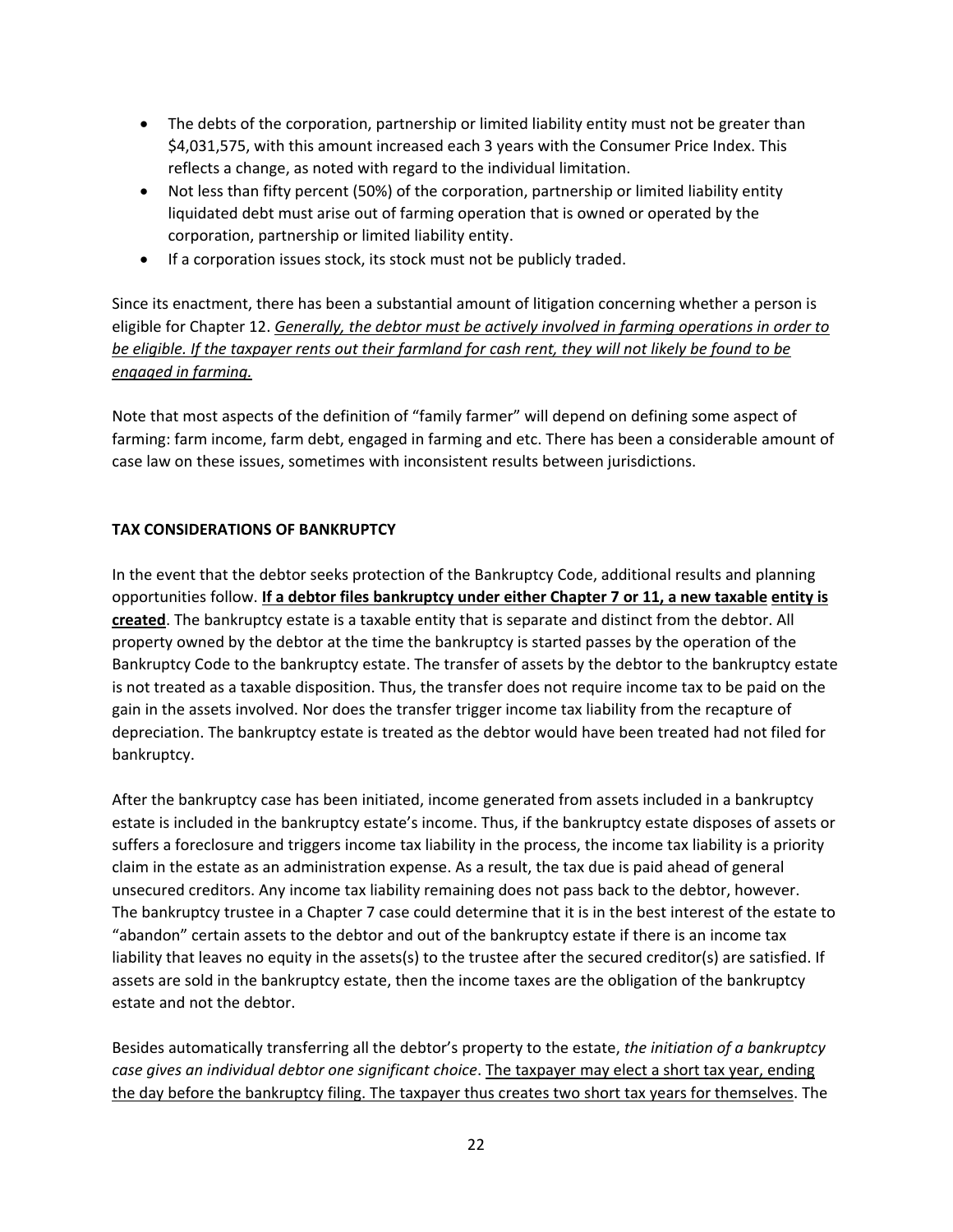- The debts of the corporation, partnership or limited liability entity must not be greater than $4,031,575, with this amount increased each 3 years with the Consumer Price Index. This reflects a change, as noted with regard to the individual limitation.
- Not less than fifty percent (50%) of the corporation, partnership or limited liability entity liquidated debt must arise out of farming operation that is owned or operated by the corporation, partnership or limited liability entity.
- If a corporation issues stock, its stock must not be publicly traded.

Since its enactment, there has been a substantial amount of litigation concerning whether a person is eligible for Chapter 12. *Generally, the debtor must be actively involved in farming operations in order to be eligible. If the taxpayer rents out their farmland for cash rent, they will not likely be found to be engaged in farming.*

Note that most aspects of the definition of "family farmer" will depend on defining some aspect of farming: farm income, farm debt, engaged in farming and etc. There has been a considerable amount of case law on these issues, sometimes with inconsistent results between jurisdictions.

**TAX CONSIDERATIONS OF BANKRUPTCY**

In the event that the debtor seeks protection of the Bankruptcy Code, additional results and planning opportunities follow. **If a debtor files bankruptcy under either Chapter 7 or 11, a new taxable entity is created**. The bankruptcy estate is a taxable entity that is separate and distinct from the debtor. All property owned by the debtor at the time the bankruptcy is started passes by the operation of the Bankruptcy Code to the bankruptcy estate. The transfer of assets by the debtor to the bankruptcy estate is not treated as a taxable disposition. Thus, the transfer does not require income tax to be paid on the gain in the assets involved. Nor does the transfer trigger income tax liability from the recapture of depreciation. The bankruptcy estate is treated as the debtor would have been treated had not filed for bankruptcy.

After the bankruptcy case has been initiated, income generated from assets included in a bankruptcy estate is included in the bankruptcy estate's income. Thus, if the bankruptcy estate disposes of assets or suffers a foreclosure and triggers income tax liability in the process, the income tax liability is a priority claim in the estate as an administration expense. As a result, the tax due is paid ahead of general unsecured creditors. Any income tax liability remaining does not pass back to the debtor, however. The bankruptcy trustee in a Chapter 7 case could determine that it is in the best interest of the estate to "abandon" certain assets to the debtor and out of the bankruptcy estate if there is an income tax liability that leaves no equity in the assets(s) to the trustee after the secured creditor(s) are satisfied. If assets are sold in the bankruptcy estate, then the income taxes are the obligation of the bankruptcy estate and not the debtor.

Besides automatically transferring all the debtor's property to the estate, *the initiation of a bankruptcy case gives an individual debtor one significant choice*. The taxpayer may elect a short tax year, ending the day before the bankruptcy filing. The taxpayer thus creates two short tax years for themselves. The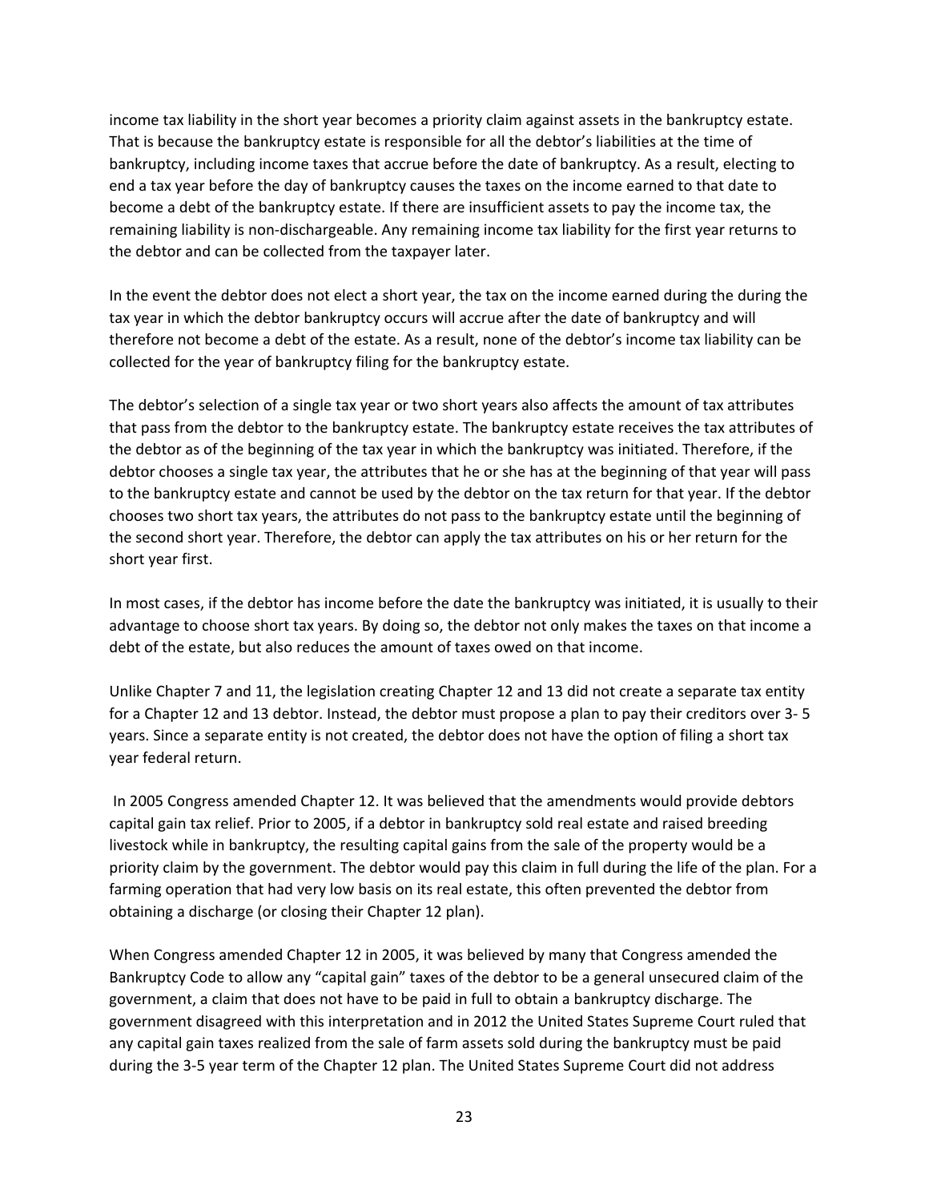income tax liability in the short year becomes a priority claim against assets in the bankruptcy estate. That is because the bankruptcy estate is responsible for all the debtor's liabilities at the time of bankruptcy, including income taxes that accrue before the date of bankruptcy. As a result, electing to end a tax year before the day of bankruptcy causes the taxes on the income earned to that date to become a debt of the bankruptcy estate. If there are insufficient assets to pay the income tax, the remaining liability is non-dischargeable. Any remaining income tax liability for the first year returns to the debtor and can be collected from the taxpayer later.

In the event the debtor does not elect a short year, the tax on the income earned during the during the tax year in which the debtor bankruptcy occurs will accrue after the date of bankruptcy and will therefore not become a debt of the estate. As a result, none of the debtor's income tax liability can be collected for the year of bankruptcy filing for the bankruptcy estate.

The debtor's selection of a single tax year or two short years also affects the amount of tax attributes that pass from the debtor to the bankruptcy estate. The bankruptcy estate receives the tax attributes of the debtor as of the beginning of the tax year in which the bankruptcy was initiated. Therefore, if the debtor chooses a single tax year, the attributes that he or she has at the beginning of that year will pass to the bankruptcy estate and cannot be used by the debtor on the tax return for that year. If the debtor chooses two short tax years, the attributes do not pass to the bankruptcy estate until the beginning of the second short year. Therefore, the debtor can apply the tax attributes on his or her return for the short year first.

In most cases, if the debtor has income before the date the bankruptcy was initiated, it is usually to their advantage to choose short tax years. By doing so, the debtor not only makes the taxes on that income a debt of the estate, but also reduces the amount of taxes owed on that income.

Unlike Chapter 7 and 11, the legislation creating Chapter 12 and 13 did not create a separate tax entity for a Chapter 12 and 13 debtor. Instead, the debtor must propose a plan to pay their creditors over 3- 5 years. Since a separate entity is not created, the debtor does not have the option of filing a short tax year federal return.

In 2005 Congress amended Chapter 12. It was believed that the amendments would provide debtors capital gain tax relief. Prior to 2005, if a debtor in bankruptcy sold real estate and raised breeding livestock while in bankruptcy, the resulting capital gains from the sale of the property would be a priority claim by the government. The debtor would pay this claim in full during the life of the plan. For a farming operation that had very low basis on its real estate, this often prevented the debtor from obtaining a discharge (or closing their Chapter 12 plan).

When Congress amended Chapter 12 in 2005, it was believed by many that Congress amended the Bankruptcy Code to allow any "capital gain" taxes of the debtor to be a general unsecured claim of the government, a claim that does not have to be paid in full to obtain a bankruptcy discharge. The government disagreed with this interpretation and in 2012 the United States Supreme Court ruled that any capital gain taxes realized from the sale of farm assets sold during the bankruptcy must be paid during the 3-5 year term of the Chapter 12 plan. The United States Supreme Court did not address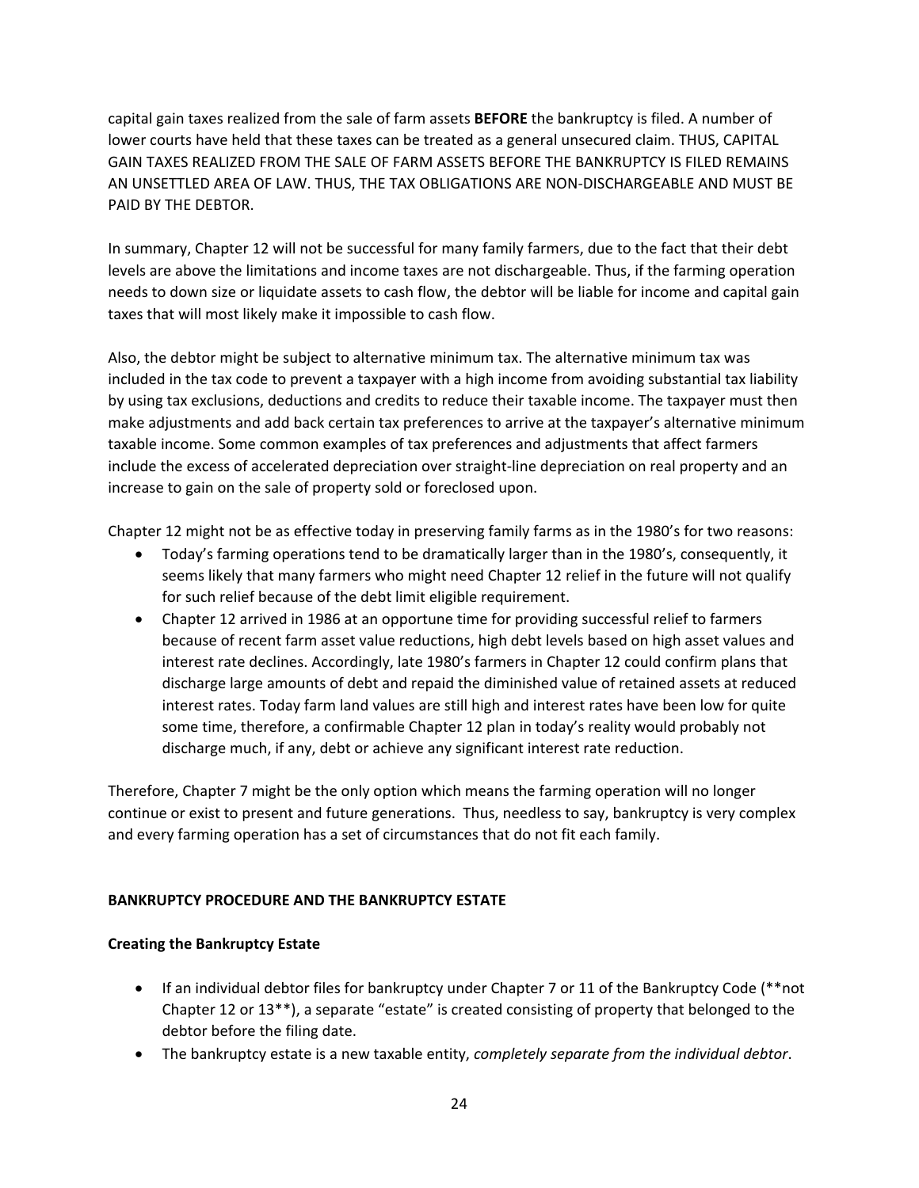capital gain taxes realized from the sale of farm assets **BEFORE** the bankruptcy is filed. A number of lower courts have held that these taxes can be treated as a general unsecured claim. THUS, CAPITAL GAIN TAXES REALIZED FROM THE SALE OF FARM ASSETS BEFORE THE BANKRUPTCY IS FILED REMAINS AN UNSETTLED AREA OF LAW. THUS, THE TAX OBLIGATIONS ARE NON-DISCHARGEABLE AND MUST BE PAID BY THE DEBTOR.

In summary, Chapter 12 will not be successful for many family farmers, due to the fact that their debt levels are above the limitations and income taxes are not dischargeable. Thus, if the farming operation needs to down size or liquidate assets to cash flow, the debtor will be liable for income and capital gain taxes that will most likely make it impossible to cash flow.

Also, the debtor might be subject to alternative minimum tax. The alternative minimum tax was included in the tax code to prevent a taxpayer with a high income from avoiding substantial tax liability by using tax exclusions, deductions and credits to reduce their taxable income. The taxpayer must then make adjustments and add back certain tax preferences to arrive at the taxpayer's alternative minimum taxable income. Some common examples of tax preferences and adjustments that affect farmers include the excess of accelerated depreciation over straight-line depreciation on real property and an increase to gain on the sale of property sold or foreclosed upon.

Chapter 12 might not be as effective today in preserving family farms as in the 1980's for two reasons:

- Today's farming operations tend to be dramatically larger than in the 1980's, consequently, it seems likely that many farmers who might need Chapter 12 relief in the future will not qualify for such relief because of the debt limit eligible requirement.
- Chapter 12 arrived in 1986 at an opportune time for providing successful relief to farmers because of recent farm asset value reductions, high debt levels based on high asset values and interest rate declines. Accordingly, late 1980's farmers in Chapter 12 could confirm plans that discharge large amounts of debt and repaid the diminished value of retained assets at reduced interest rates. Today farm land values are still high and interest rates have been low for quite some time, therefore, a confirmable Chapter 12 plan in today's reality would probably not discharge much, if any, debt or achieve any significant interest rate reduction.

Therefore, Chapter 7 might be the only option which means the farming operation will no longer continue or exist to present and future generations. Thus, needless to say, bankruptcy is very complex and every farming operation has a set of circumstances that do not fit each family.

## BANKRUPTCY PROCEDURE AND THE BANKRUPTCY ESTATE

### Creating the Bankruptcy Estate

- If an individual debtor files for bankruptcy under Chapter 7 or 11 of the Bankruptcy Code (**not Chapter 12 or 13**), a separate "estate" is created consisting of property that belonged to the debtor before the filing date.
- The bankruptcy estate is a new taxable entity, *completely separate from the individual debtor*.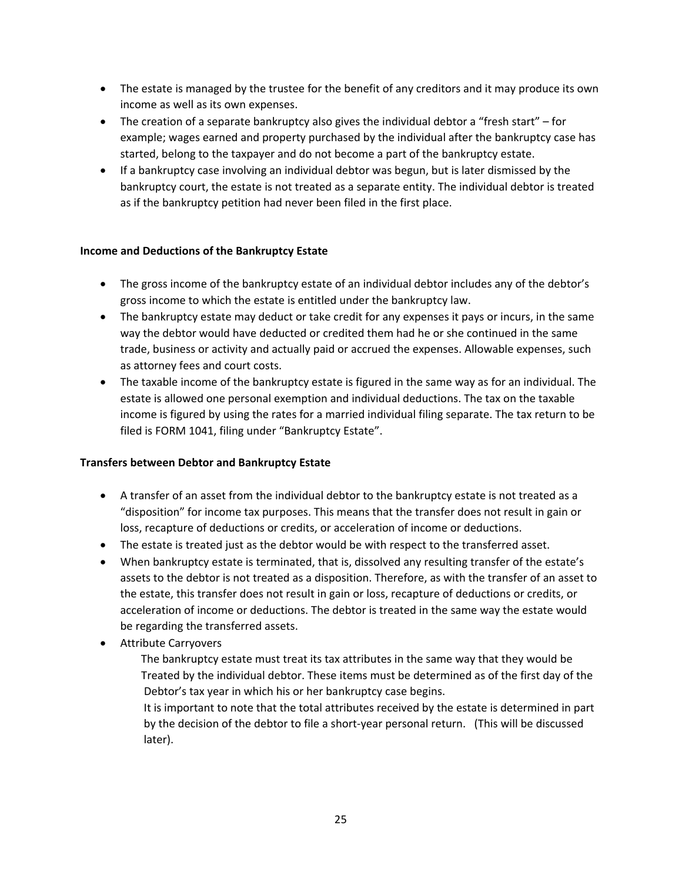- The estate is managed by the trustee for the benefit of any creditors and it may produce its own income as well as its own expenses.
- The creation of a separate bankruptcy also gives the individual debtor a "fresh start" – for example; wages earned and property purchased by the individual after the bankruptcy case has started, belong to the taxpayer and do not become a part of the bankruptcy estate.
- If a bankruptcy case involving an individual debtor was begun, but is later dismissed by the bankruptcy court, the estate is not treated as a separate entity. The individual debtor is treated as if the bankruptcy petition had never been filed in the first place.

**Income and Deductions of the Bankruptcy Estate**

- The gross income of the bankruptcy estate of an individual debtor includes any of the debtor's gross income to which the estate is entitled under the bankruptcy law.
- The bankruptcy estate may deduct or take credit for any expenses it pays or incurs, in the same way the debtor would have deducted or credited them had he or she continued in the same trade, business or activity and actually paid or accrued the expenses. Allowable expenses, such as attorney fees and court costs.
- The taxable income of the bankruptcy estate is figured in the same way as for an individual. The estate is allowed one personal exemption and individual deductions. The tax on the taxable income is figured by using the rates for a married individual filing separate. The tax return to be filed is FORM 1041, filing under "Bankruptcy Estate".

**Transfers between Debtor and Bankruptcy Estate**

- A transfer of an asset from the individual debtor to the bankruptcy estate is not treated as a "disposition" for income tax purposes. This means that the transfer does not result in gain or loss, recapture of deductions or credits, or acceleration of income or deductions.
- The estate is treated just as the debtor would be with respect to the transferred asset.
- When bankruptcy estate is terminated, that is, dissolved any resulting transfer of the estate's assets to the debtor is not treated as a disposition. Therefore, as with the transfer of an asset to the estate, this transfer does not result in gain or loss, recapture of deductions or credits, or acceleration of income or deductions. The debtor is treated in the same way the estate would be regarding the transferred assets.
- Attribute Carryovers

  The bankruptcy estate must treat its tax attributes in the same way that they would be Treated by the individual debtor. These items must be determined as of the first day of the Debtor's tax year in which his or her bankruptcy case begins.

  It is important to note that the total attributes received by the estate is determined in part by the decision of the debtor to file a short-year personal return. (This will be discussed later).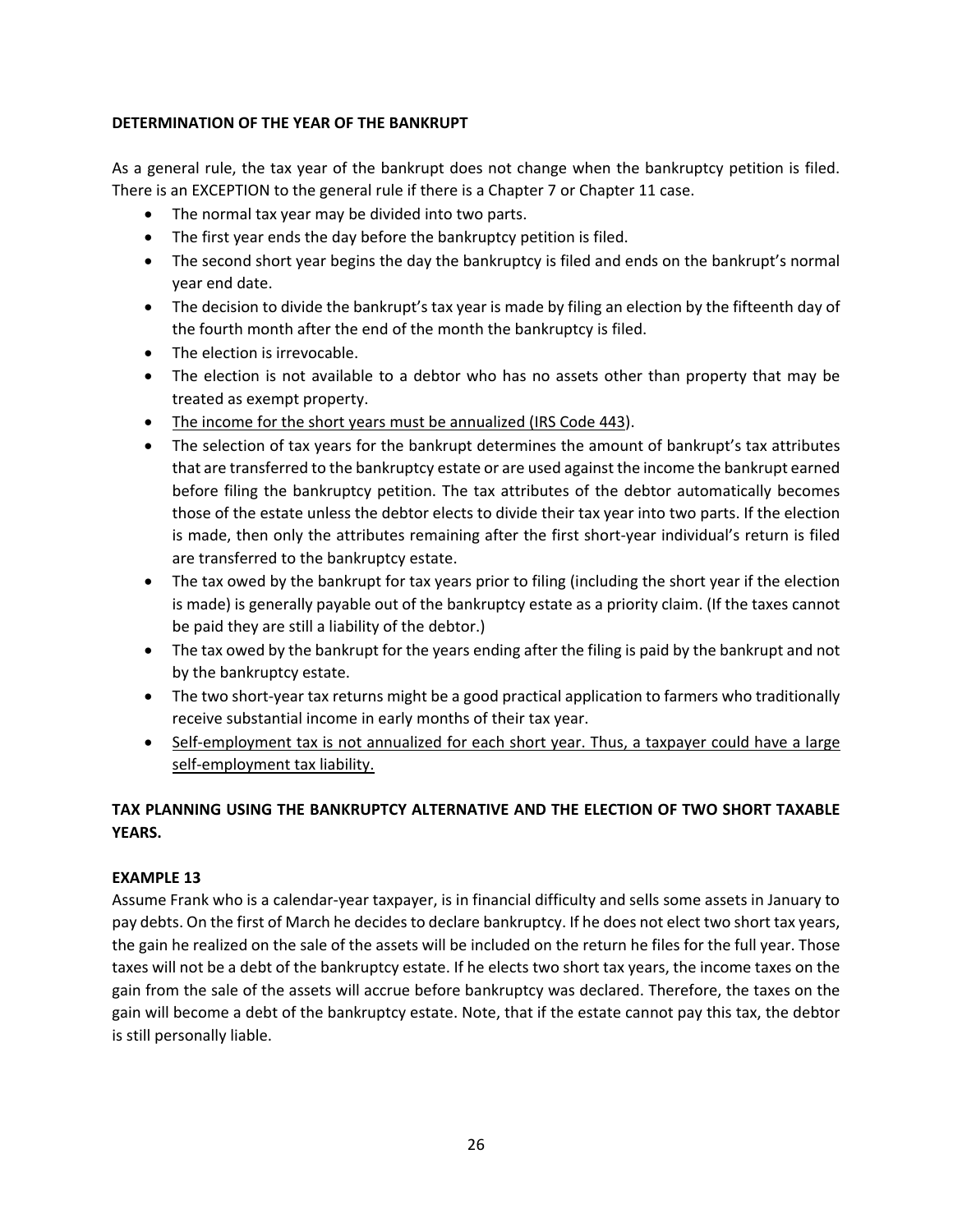**DETERMINATION OF THE YEAR OF THE BANKRUPT**

As a general rule, the tax year of the bankrupt does not change when the bankruptcy petition is filed. There is an EXCEPTION to the general rule if there is a Chapter 7 or Chapter 11 case.

- The normal tax year may be divided into two parts.
- The first year ends the day before the bankruptcy petition is filed.
- The second short year begins the day the bankruptcy is filed and ends on the bankrupt's normal year end date.
- The decision to divide the bankrupt's tax year is made by filing an election by the fifteenth day of the fourth month after the end of the month the bankruptcy is filed.
- The election is irrevocable.
- The election is not available to a debtor who has no assets other than property that may be treated as exempt property.
- <u>The income for the short years must be annualized (IRS Code 443</u>).
- The selection of tax years for the bankrupt determines the amount of bankrupt's tax attributes that are transferred to the bankruptcy estate or are used against the income the bankrupt earned before filing the bankruptcy petition. The tax attributes of the debtor automatically becomes those of the estate unless the debtor elects to divide their tax year into two parts. If the election is made, then only the attributes remaining after the first short-year individual's return is filed are transferred to the bankruptcy estate.
- The tax owed by the bankrupt for tax years prior to filing (including the short year if the election is made) is generally payable out of the bankruptcy estate as a priority claim. (If the taxes cannot be paid they are still a liability of the debtor.)
- The tax owed by the bankrupt for the years ending after the filing is paid by the bankrupt and not by the bankruptcy estate.
- The two short-year tax returns might be a good practical application to farmers who traditionally receive substantial income in early months of their tax year.
- <u>Self-employment tax is not annualized for each short year. Thus, a taxpayer could have a large self-employment tax liability.</u>

**TAX PLANNING USING THE BANKRUPTCY ALTERNATIVE AND THE ELECTION OF TWO SHORT TAXABLE YEARS.**

**EXAMPLE 13**

Assume Frank who is a calendar-year taxpayer, is in financial difficulty and sells some assets in January to pay debts. On the first of March he decides to declare bankruptcy. If he does not elect two short tax years, the gain he realized on the sale of the assets will be included on the return he files for the full year. Those taxes will not be a debt of the bankruptcy estate. If he elects two short tax years, the income taxes on the gain from the sale of the assets will accrue before bankruptcy was declared. Therefore, the taxes on the gain will become a debt of the bankruptcy estate. Note, that if the estate cannot pay this tax, the debtor is still personally liable.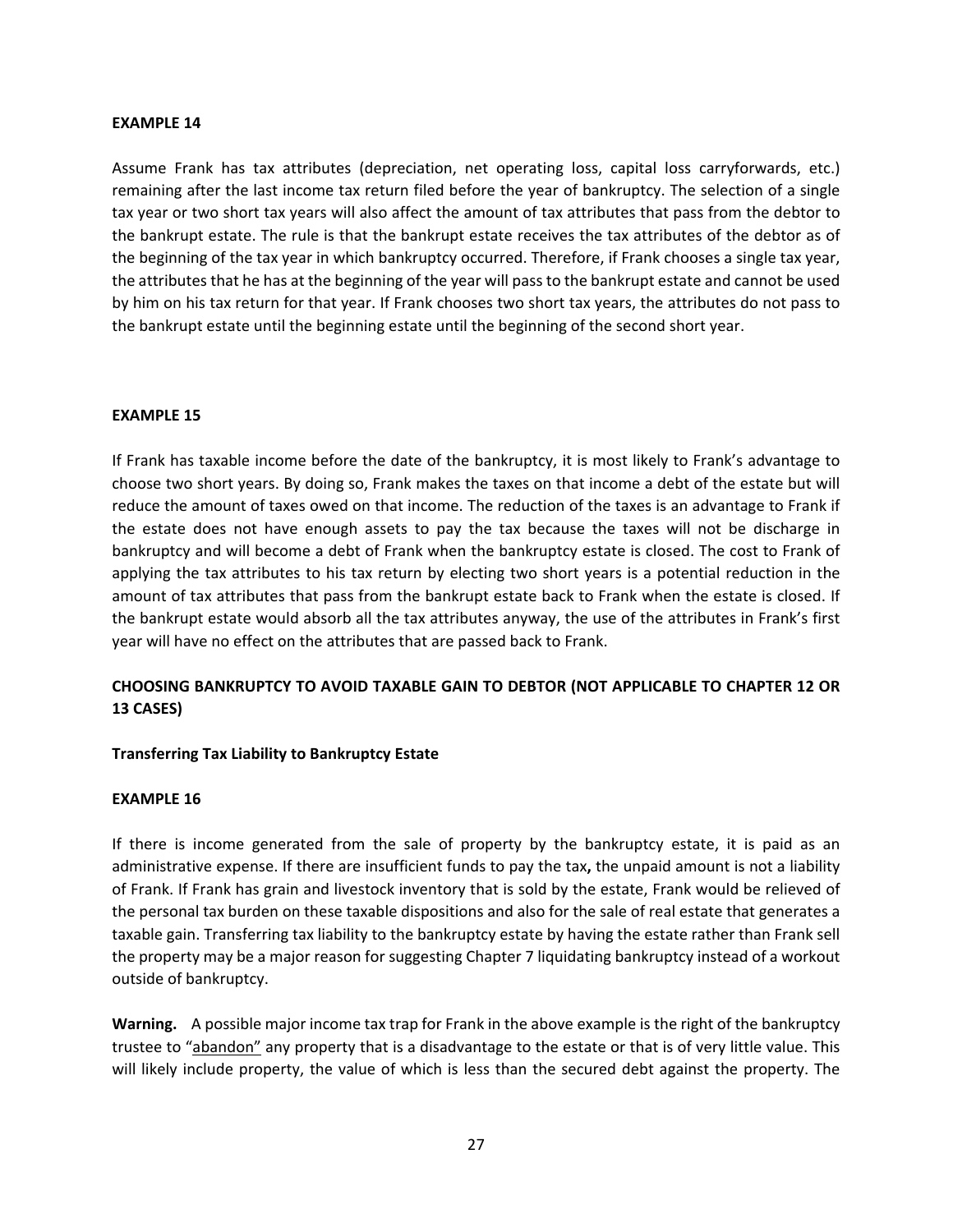**EXAMPLE 14**

Assume Frank has tax attributes (depreciation, net operating loss, capital loss carryforwards, etc.) remaining after the last income tax return filed before the year of bankruptcy. The selection of a single tax year or two short tax years will also affect the amount of tax attributes that pass from the debtor to the bankrupt estate. The rule is that the bankrupt estate receives the tax attributes of the debtor as of the beginning of the tax year in which bankruptcy occurred. Therefore, if Frank chooses a single tax year, the attributes that he has at the beginning of the year will pass to the bankrupt estate and cannot be used by him on his tax return for that year. If Frank chooses two short tax years, the attributes do not pass to the bankrupt estate until the beginning estate until the beginning of the second short year.

**EXAMPLE 15**

If Frank has taxable income before the date of the bankruptcy, it is most likely to Frank's advantage to choose two short years. By doing so, Frank makes the taxes on that income a debt of the estate but will reduce the amount of taxes owed on that income. The reduction of the taxes is an advantage to Frank if the estate does not have enough assets to pay the tax because the taxes will not be discharge in bankruptcy and will become a debt of Frank when the bankruptcy estate is closed. The cost to Frank of applying the tax attributes to his tax return by electing two short years is a potential reduction in the amount of tax attributes that pass from the bankrupt estate back to Frank when the estate is closed. If the bankrupt estate would absorb all the tax attributes anyway, the use of the attributes in Frank's first year will have no effect on the attributes that are passed back to Frank.

**CHOOSING BANKRUPTCY TO AVOID TAXABLE GAIN TO DEBTOR (NOT APPLICABLE TO CHAPTER 12 OR 13 CASES)**

**Transferring Tax Liability to Bankruptcy Estate**

**EXAMPLE 16**

If there is income generated from the sale of property by the bankruptcy estate, it is paid as an administrative expense. If there are insufficient funds to pay the tax**,** the unpaid amount is not a liability of Frank. If Frank has grain and livestock inventory that is sold by the estate, Frank would be relieved of the personal tax burden on these taxable dispositions and also for the sale of real estate that generates a taxable gain. Transferring tax liability to the bankruptcy estate by having the estate rather than Frank sell the property may be a major reason for suggesting Chapter 7 liquidating bankruptcy instead of a workout outside of bankruptcy.

**Warning.** A possible major income tax trap for Frank in the above example is the right of the bankruptcy trustee to "abandon" any property that is a disadvantage to the estate or that is of very little value. This will likely include property, the value of which is less than the secured debt against the property. The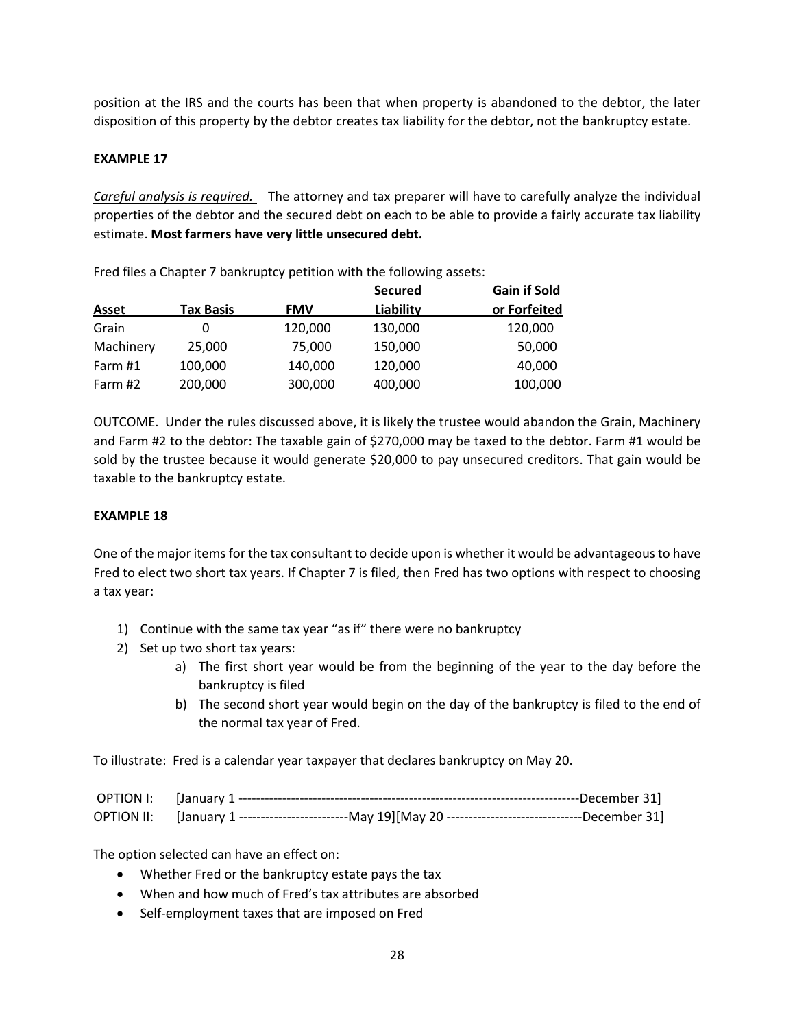position at the IRS and the courts has been that when property is abandoned to the debtor, the later disposition of this property by the debtor creates tax liability for the debtor, not the bankruptcy estate.

**EXAMPLE 17**

*Careful analysis is required.* The attorney and tax preparer will have to carefully analyze the individual properties of the debtor and the secured debt on each to be able to provide a fairly accurate tax liability estimate. **Most farmers have very little unsecured debt.**

Fred files a Chapter 7 bankruptcy petition with the following assets:

| Asset | Tax Basis | FMV | Secured Liability | Gain if Sold or Forfeited |
|---|---|---|---|---|
| Grain | 0 | 120,000 | 130,000 | 120,000 |
| Machinery | 25,000 | 75,000 | 150,000 | 50,000 |
| Farm #1 | 100,000 | 140,000 | 120,000 | 40,000 |
| Farm #2 | 200,000 | 300,000 | 400,000 | 100,000 |

OUTCOME. Under the rules discussed above, it is likely the trustee would abandon the Grain, Machinery and Farm #2 to the debtor: The taxable gain of $270,000 may be taxed to the debtor. Farm #1 would be sold by the trustee because it would generate $20,000 to pay unsecured creditors. That gain would be taxable to the bankruptcy estate.

**EXAMPLE 18**

One of the major items for the tax consultant to decide upon is whether it would be advantageous to have Fred to elect two short tax years. If Chapter 7 is filed, then Fred has two options with respect to choosing a tax year:

1) Continue with the same tax year "as if" there were no bankruptcy
2) Set up two short tax years:
   a) The first short year would be from the beginning of the year to the day before the bankruptcy is filed
   b) The second short year would begin on the day of the bankruptcy is filed to the end of the normal tax year of Fred.

To illustrate: Fred is a calendar year taxpayer that declares bankruptcy on May 20.

OPTION I: [January 1 ------------------------------------------------------------------------------December 31]
OPTION II: [January 1 -------------------------May 19][May 20 -------------------------------December 31]

The option selected can have an effect on:

- Whether Fred or the bankruptcy estate pays the tax
- When and how much of Fred's tax attributes are absorbed
- Self-employment taxes that are imposed on Fred